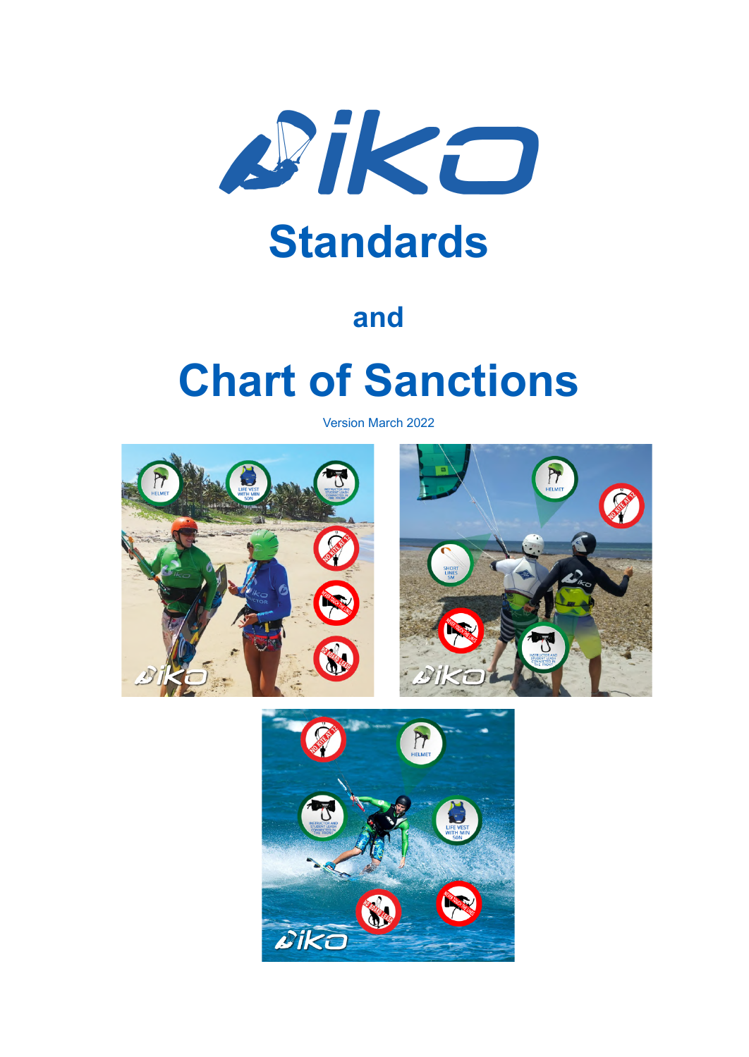# Standards

## and

# Chart of Sanctions

Version March 2022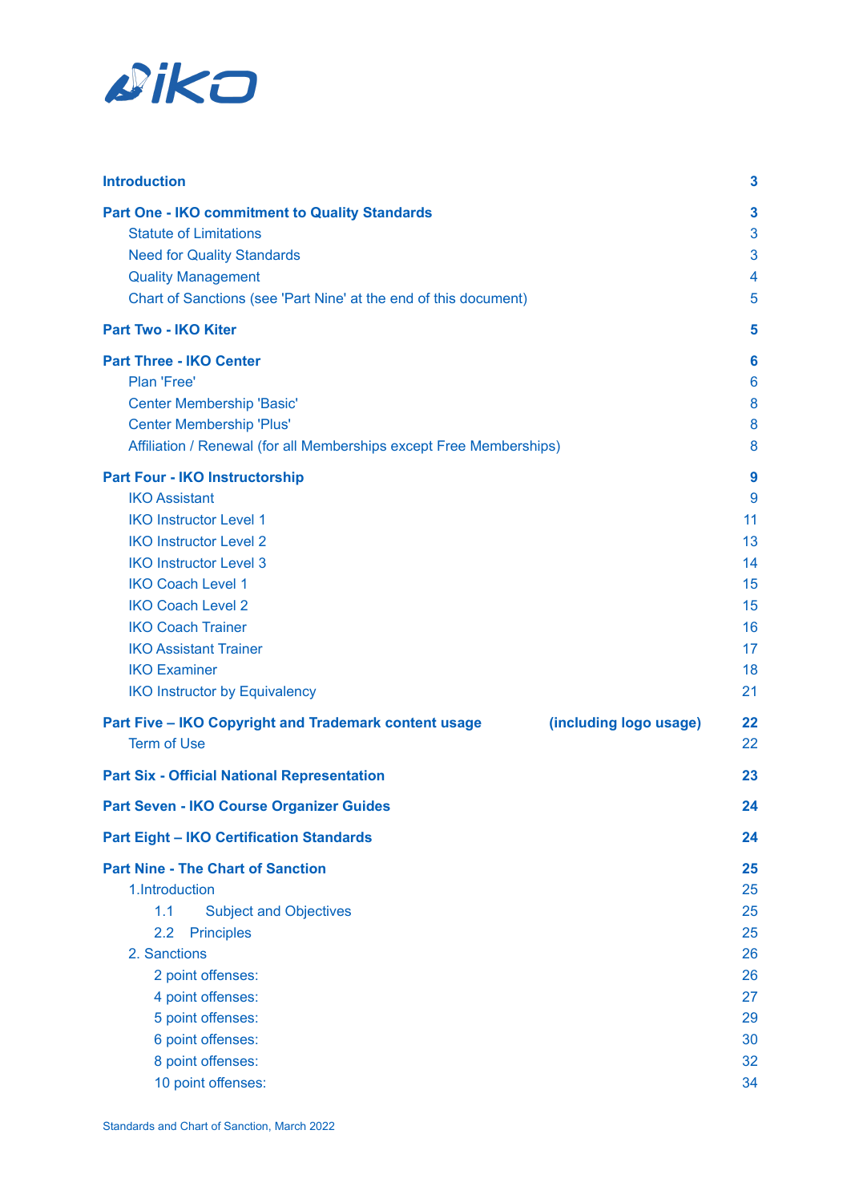| | |
|---|---|
| **Introduction** | **3** |
| **Part One - IKO commitment to Quality Standards** | **3** |
| Statute of Limitations | 3 |
| Need for Quality Standards | 3 |
| Quality Management | 4 |
| Chart of Sanctions (see 'Part Nine' at the end of this document) | 5 |
| **Part Two - IKO Kiter** | **5** |
| **Part Three - IKO Center** | **6** |
| Plan 'Free' | 6 |
| Center Membership 'Basic' | 8 |
| Center Membership 'Plus' | 8 |
| Affiliation / Renewal (for all Memberships except Free Memberships) | 8 |
| **Part Four - IKO Instructorship** | **9** |
| IKO Assistant | 9 |
| IKO Instructor Level 1 | 11 |
| IKO Instructor Level 2 | 13 |
| IKO Instructor Level 3 | 14 |
| IKO Coach Level 1 | 15 |
| IKO Coach Level 2 | 15 |
| IKO Coach Trainer | 16 |
| IKO Assistant Trainer | 17 |
| IKO Examiner | 18 |
| IKO Instructor by Equivalency | 21 |
| **Part Five – IKO Copyright and Trademark content usage (including logo usage)** | **22** |
| Term of Use | 22 |
| **Part Six - Official National Representation** | **23** |
| **Part Seven - IKO Course Organizer Guides** | **24** |
| **Part Eight – IKO Certification Standards** | **24** |
| **Part Nine - The Chart of Sanction** | **25** |
| 1.Introduction | 25 |
| 1.1 Subject and Objectives | 25 |
| 2.2 Principles | 25 |
| 2. Sanctions | 26 |
| 2 point offenses: | 26 |
| 4 point offenses: | 27 |
| 5 point offenses: | 29 |
| 6 point offenses: | 30 |
| 8 point offenses: | 32 |
| 10 point offenses: | 34 |

Standards and Chart of Sanction, March 2022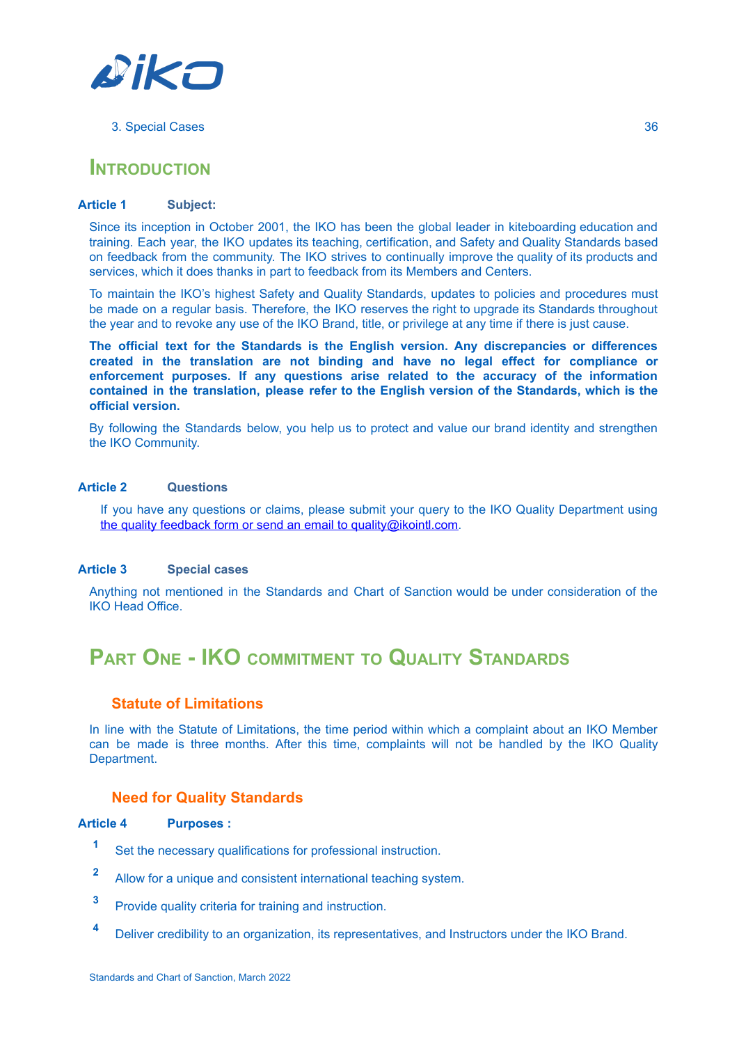3. Special Cases 36

# INTRODUCTION

**Article 1 Subject:**

Since its inception in October 2001, the IKO has been the global leader in kiteboarding education and training. Each year, the IKO updates its teaching, certification, and Safety and Quality Standards based on feedback from the community. The IKO strives to continually improve the quality of its products and services, which it does thanks in part to feedback from its Members and Centers.

To maintain the IKO's highest Safety and Quality Standards, updates to policies and procedures must be made on a regular basis. Therefore, the IKO reserves the right to upgrade its Standards throughout the year and to revoke any use of the IKO Brand, title, or privilege at any time if there is just cause.

**The official text for the Standards is the English version. Any discrepancies or differences created in the translation are not binding and have no legal effect for compliance or enforcement purposes. If any questions arise related to the accuracy of the information contained in the translation, please refer to the English version of the Standards, which is the official version.**

By following the Standards below, you help us to protect and value our brand identity and strengthen the IKO Community.

**Article 2 Questions**

If you have any questions or claims, please submit your query to the IKO Quality Department using the quality feedback form or send an email to quality@ikointl.com.

**Article 3 Special cases**

Anything not mentioned in the Standards and Chart of Sanction would be under consideration of the IKO Head Office.

# PART ONE - IKO COMMITMENT TO QUALITY STANDARDS

## Statute of Limitations

In line with the Statute of Limitations, the time period within which a complaint about an IKO Member can be made is three months. After this time, complaints will not be handled by the IKO Quality Department.

## Need for Quality Standards

**Article 4 Purposes :**

1. Set the necessary qualifications for professional instruction.
2. Allow for a unique and consistent international teaching system.
3. Provide quality criteria for training and instruction.
4. Deliver credibility to an organization, its representatives, and Instructors under the IKO Brand.

Standards and Chart of Sanction, March 2022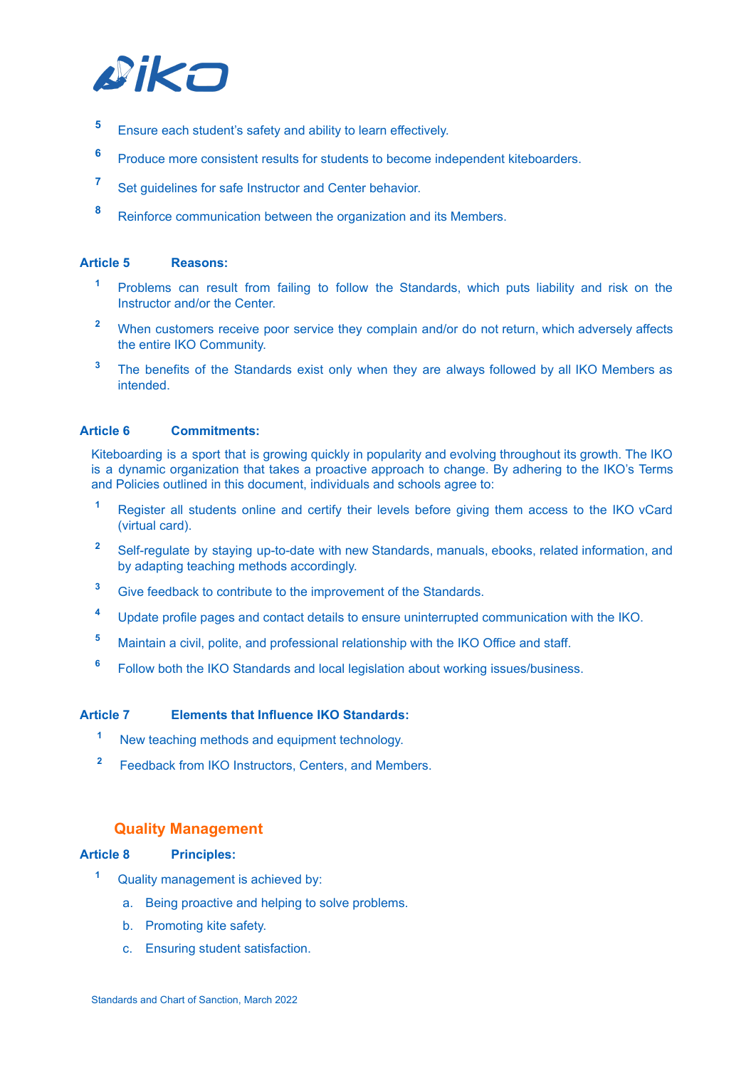5. Ensure each student's safety and ability to learn effectively.
6. Produce more consistent results for students to become independent kiteboarders.
7. Set guidelines for safe Instructor and Center behavior.
8. Reinforce communication between the organization and its Members.

**Article 5 Reasons:**

1. Problems can result from failing to follow the Standards, which puts liability and risk on the Instructor and/or the Center.
2. When customers receive poor service they complain and/or do not return, which adversely affects the entire IKO Community.
3. The benefits of the Standards exist only when they are always followed by all IKO Members as intended.

**Article 6 Commitments:**

Kiteboarding is a sport that is growing quickly in popularity and evolving throughout its growth. The IKO is a dynamic organization that takes a proactive approach to change. By adhering to the IKO's Terms and Policies outlined in this document, individuals and schools agree to:

1. Register all students online and certify their levels before giving them access to the IKO vCard (virtual card).
2. Self-regulate by staying up-to-date with new Standards, manuals, ebooks, related information, and by adapting teaching methods accordingly.
3. Give feedback to contribute to the improvement of the Standards.
4. Update profile pages and contact details to ensure uninterrupted communication with the IKO.
5. Maintain a civil, polite, and professional relationship with the IKO Office and staff.
6. Follow both the IKO Standards and local legislation about working issues/business.

**Article 7 Elements that Influence IKO Standards:**

1. New teaching methods and equipment technology.
2. Feedback from IKO Instructors, Centers, and Members.

## Quality Management

**Article 8 Principles:**

1. Quality management is achieved by:
   a. Being proactive and helping to solve problems.
   b. Promoting kite safety.
   c. Ensuring student satisfaction.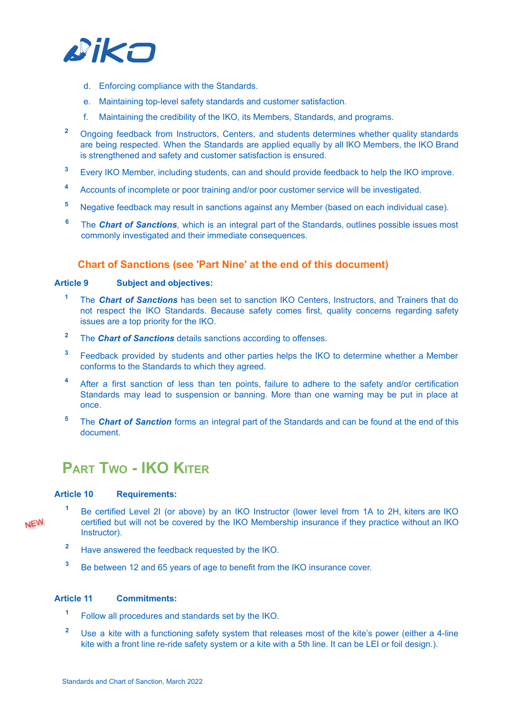d. Enforcing compliance with the Standards.

e. Maintaining top-level safety standards and customer satisfaction.

f. Maintaining the credibility of the IKO, its Members, Standards, and programs.

[2] Ongoing feedback from Instructors, Centers, and students determines whether quality standards are being respected. When the Standards are applied equally by all IKO Members, the IKO Brand is strengthened and safety and customer satisfaction is ensured.

[3] Every IKO Member, including students, can and should provide feedback to help the IKO improve.

[4] Accounts of incomplete or poor training and/or poor customer service will be investigated.

[5] Negative feedback may result in sanctions against any Member (based on each individual case).

[6] The ***Chart of Sanctions***, which is an integral part of the Standards, outlines possible issues most commonly investigated and their immediate consequences.

### Chart of Sanctions (see 'Part Nine' at the end of this document)

**Article 9 Subject and objectives:**

[1] The ***Chart of Sanctions*** has been set to sanction IKO Centers, Instructors, and Trainers that do not respect the IKO Standards. Because safety comes first, quality concerns regarding safety issues are a top priority for the IKO.

[2] The ***Chart of Sanctions*** details sanctions according to offenses.

[3] Feedback provided by students and other parties helps the IKO to determine whether a Member conforms to the Standards to which they agreed.

[4] After a first sanction of less than ten points, failure to adhere to the safety and/or certification Standards may lead to suspension or banning. More than one warning may be put in place at once.

[5] The ***Chart of Sanction*** forms an integral part of the Standards and can be found at the end of this document.

## Part Two - IKO Kiter

**Article 10 Requirements:**

NEW

[1] Be certified Level 2I (or above) by an IKO Instructor (lower level from 1A to 2H, kiters are IKO certified but will not be covered by the IKO Membership insurance if they practice without an IKO Instructor).

[2] Have answered the feedback requested by the IKO.

[3] Be between 12 and 65 years of age to benefit from the IKO insurance cover.

**Article 11 Commitments:**

[1] Follow all procedures and standards set by the IKO.

[2] Use a kite with a functioning safety system that releases most of the kite's power (either a 4-line kite with a front line re-ride safety system or a kite with a 5th line. It can be LEI or foil design.).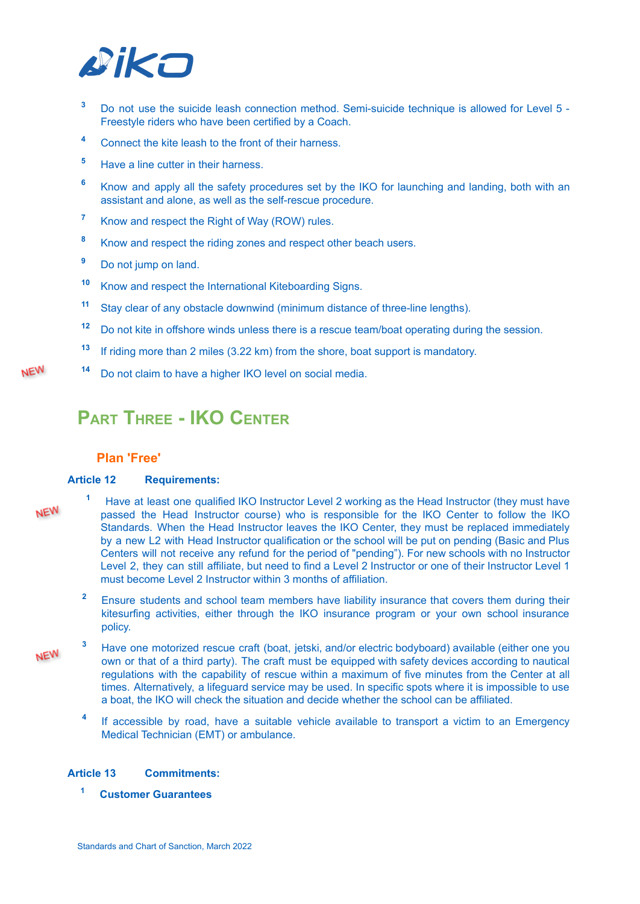3. Do not use the suicide leash connection method. Semi-suicide technique is allowed for Level 5 - Freestyle riders who have been certified by a Coach.
4. Connect the kite leash to the front of their harness.
5. Have a line cutter in their harness.
6. Know and apply all the safety procedures set by the IKO for launching and landing, both with an assistant and alone, as well as the self-rescue procedure.
7. Know and respect the Right of Way (ROW) rules.
8. Know and respect the riding zones and respect other beach users.
9. Do not jump on land.
10. Know and respect the International Kiteboarding Signs.
11. Stay clear of any obstacle downwind (minimum distance of three-line lengths).
12. Do not kite in offshore winds unless there is a rescue team/boat operating during the session.
13. If riding more than 2 miles (3.22 km) from the shore, boat support is mandatory.
14. NEW Do not claim to have a higher IKO level on social media.

# Part Three - IKO Center

## Plan 'Free'

### Article 12 Requirements:

1. NEW Have at least one qualified IKO Instructor Level 2 working as the Head Instructor (they must have passed the Head Instructor course) who is responsible for the IKO Center to follow the IKO Standards. When the Head Instructor leaves the IKO Center, they must be replaced immediately by a new L2 with Head Instructor qualification or the school will be put on pending (Basic and Plus Centers will not receive any refund for the period of "pending"). For new schools with no Instructor Level 2, they can still affiliate, but need to find a Level 2 Instructor or one of their Instructor Level 1 must become Level 2 Instructor within 3 months of affiliation.
2. Ensure students and school team members have liability insurance that covers them during their kitesurfing activities, either through the IKO insurance program or your own school insurance policy.
3. NEW Have one motorized rescue craft (boat, jetski, and/or electric bodyboard) available (either one you own or that of a third party). The craft must be equipped with safety devices according to nautical regulations with the capability of rescue within a maximum of five minutes from the Center at all times. Alternatively, a lifeguard service may be used. In specific spots where it is impossible to use a boat, the IKO will check the situation and decide whether the school can be affiliated.
4. If accessible by road, have a suitable vehicle available to transport a victim to an Emergency Medical Technician (EMT) or ambulance.

### Article 13 Commitments:

1. **Customer Guarantees**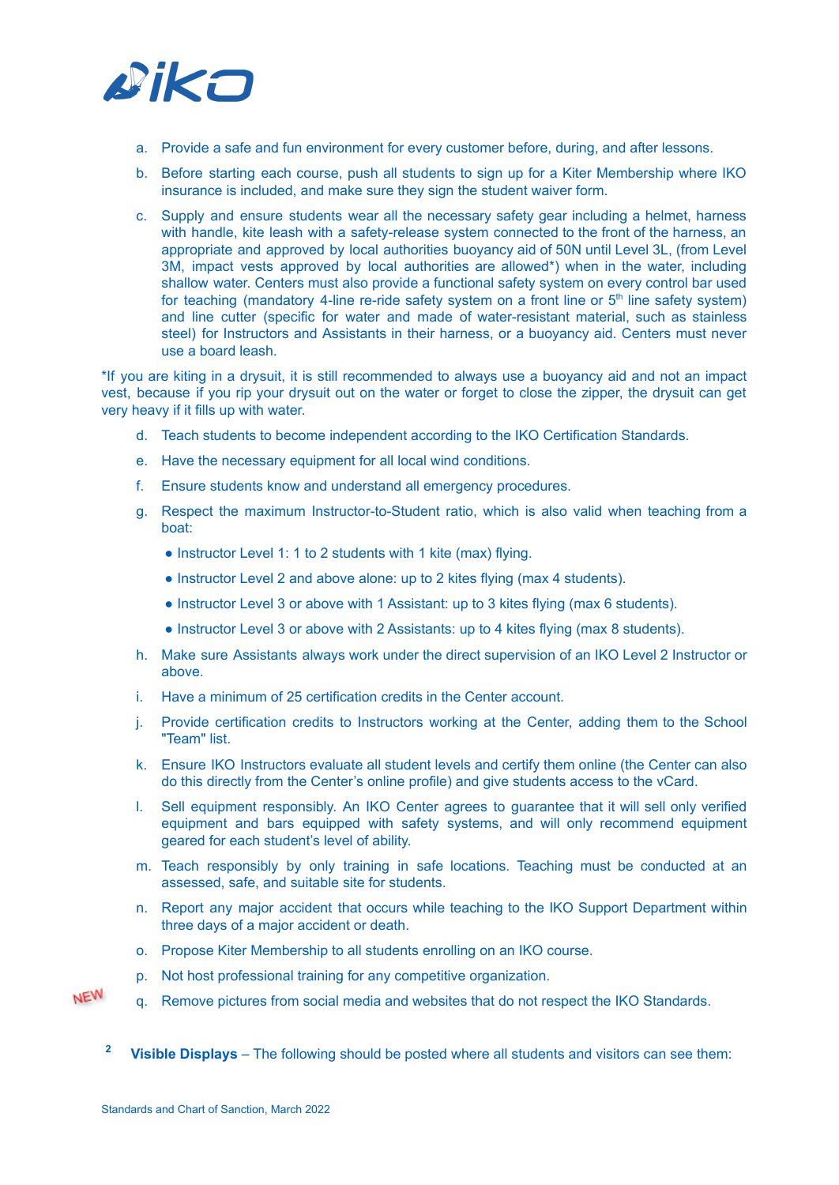a. Provide a safe and fun environment for every customer before, during, and after lessons.

b. Before starting each course, push all students to sign up for a Kiter Membership where IKO insurance is included, and make sure they sign the student waiver form.

c. Supply and ensure students wear all the necessary safety gear including a helmet, harness with handle, kite leash with a safety-release system connected to the front of the harness, an appropriate and approved by local authorities buoyancy aid of 50N until Level 3L, (from Level 3M, impact vests approved by local authorities are allowed*) when in the water, including shallow water. Centers must also provide a functional safety system on every control bar used for teaching (mandatory 4-line re-ride safety system on a front line or 5th line safety system) and line cutter (specific for water and made of water-resistant material, such as stainless steel) for Instructors and Assistants in their harness, or a buoyancy aid. Centers must never use a board leash.

*If you are kiting in a drysuit, it is still recommended to always use a buoyancy aid and not an impact vest, because if you rip your drysuit out on the water or forget to close the zipper, the drysuit can get very heavy if it fills up with water.

d. Teach students to become independent according to the IKO Certification Standards.

e. Have the necessary equipment for all local wind conditions.

f. Ensure students know and understand all emergency procedures.

g. Respect the maximum Instructor-to-Student ratio, which is also valid when teaching from a boat:

- Instructor Level 1: 1 to 2 students with 1 kite (max) flying.
- Instructor Level 2 and above alone: up to 2 kites flying (max 4 students).
- Instructor Level 3 or above with 1 Assistant: up to 3 kites flying (max 6 students).
- Instructor Level 3 or above with 2 Assistants: up to 4 kites flying (max 8 students).

h. Make sure Assistants always work under the direct supervision of an IKO Level 2 Instructor or above.

i. Have a minimum of 25 certification credits in the Center account.

j. Provide certification credits to Instructors working at the Center, adding them to the School "Team" list.

k. Ensure IKO Instructors evaluate all student levels and certify them online (the Center can also do this directly from the Center's online profile) and give students access to the vCard.

l. Sell equipment responsibly. An IKO Center agrees to guarantee that it will sell only verified equipment and bars equipped with safety systems, and will only recommend equipment geared for each student's level of ability.

m. Teach responsibly by only training in safe locations. Teaching must be conducted at an assessed, safe, and suitable site for students.

n. Report any major accident that occurs while teaching to the IKO Support Department within three days of a major accident or death.

o. Propose Kiter Membership to all students enrolling on an IKO course.

p. Not host professional training for any competitive organization.

NEW q. Remove pictures from social media and websites that do not respect the IKO Standards.

2 **Visible Displays** – The following should be posted where all students and visitors can see them: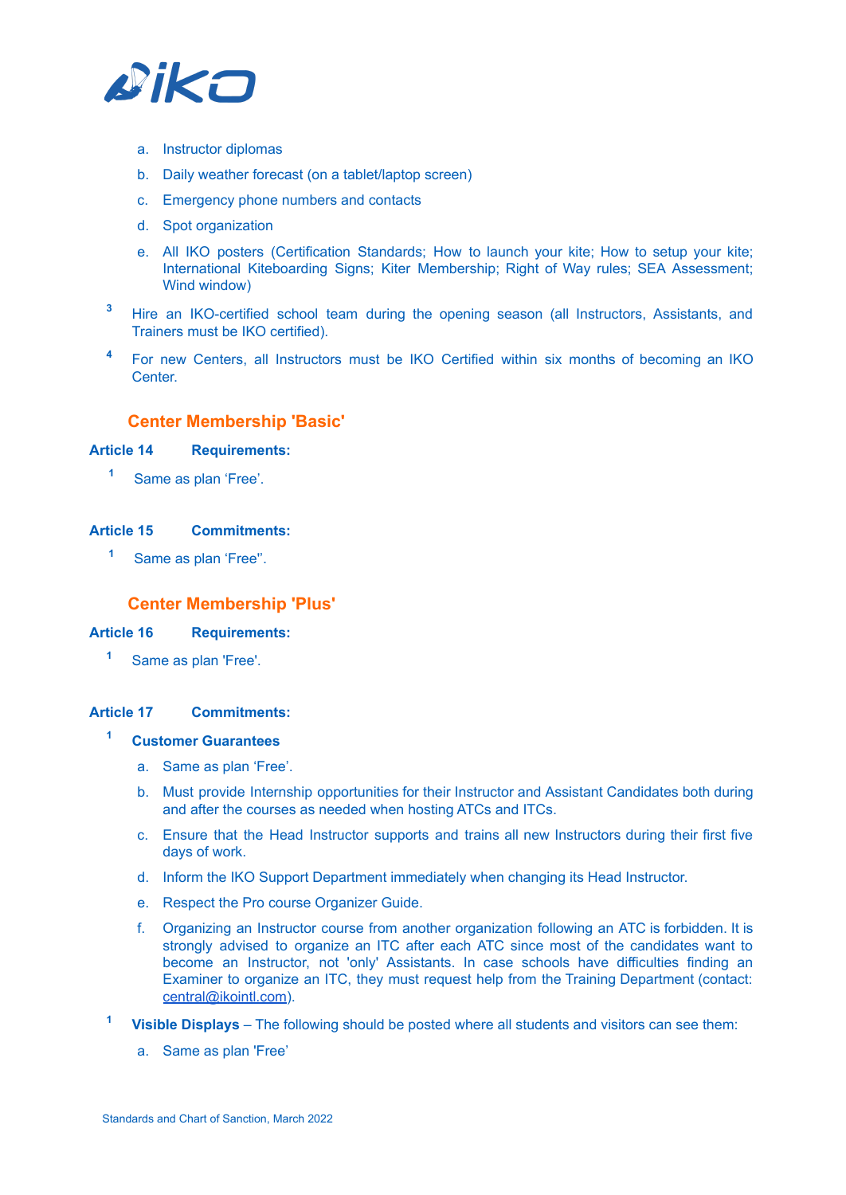a. Instructor diplomas

b. Daily weather forecast (on a tablet/laptop screen)

c. Emergency phone numbers and contacts

d. Spot organization

e. All IKO posters (Certification Standards; How to launch your kite; How to setup your kite; International Kiteboarding Signs; Kiter Membership; Right of Way rules; SEA Assessment; Wind window)

[3] Hire an IKO-certified school team during the opening season (all Instructors, Assistants, and Trainers must be IKO certified).

[4] For new Centers, all Instructors must be IKO Certified within six months of becoming an IKO Center.

## Center Membership 'Basic'

### Article 14 Requirements:

[1] Same as plan 'Free'.

### Article 15 Commitments:

[1] Same as plan 'Free''.

## Center Membership 'Plus'

### Article 16 Requirements:

[1] Same as plan 'Free'.

### Article 17 Commitments:

[1] **Customer Guarantees**

a. Same as plan 'Free'.

b. Must provide Internship opportunities for their Instructor and Assistant Candidates both during and after the courses as needed when hosting ATCs and ITCs.

c. Ensure that the Head Instructor supports and trains all new Instructors during their first five days of work.

d. Inform the IKO Support Department immediately when changing its Head Instructor.

e. Respect the Pro course Organizer Guide.

f. Organizing an Instructor course from another organization following an ATC is forbidden. It is strongly advised to organize an ITC after each ATC since most of the candidates want to become an Instructor, not 'only' Assistants. In case schools have difficulties finding an Examiner to organize an ITC, they must request help from the Training Department (contact: central@ikointl.com).

[1] **Visible Displays** – The following should be posted where all students and visitors can see them:

a. Same as plan 'Free'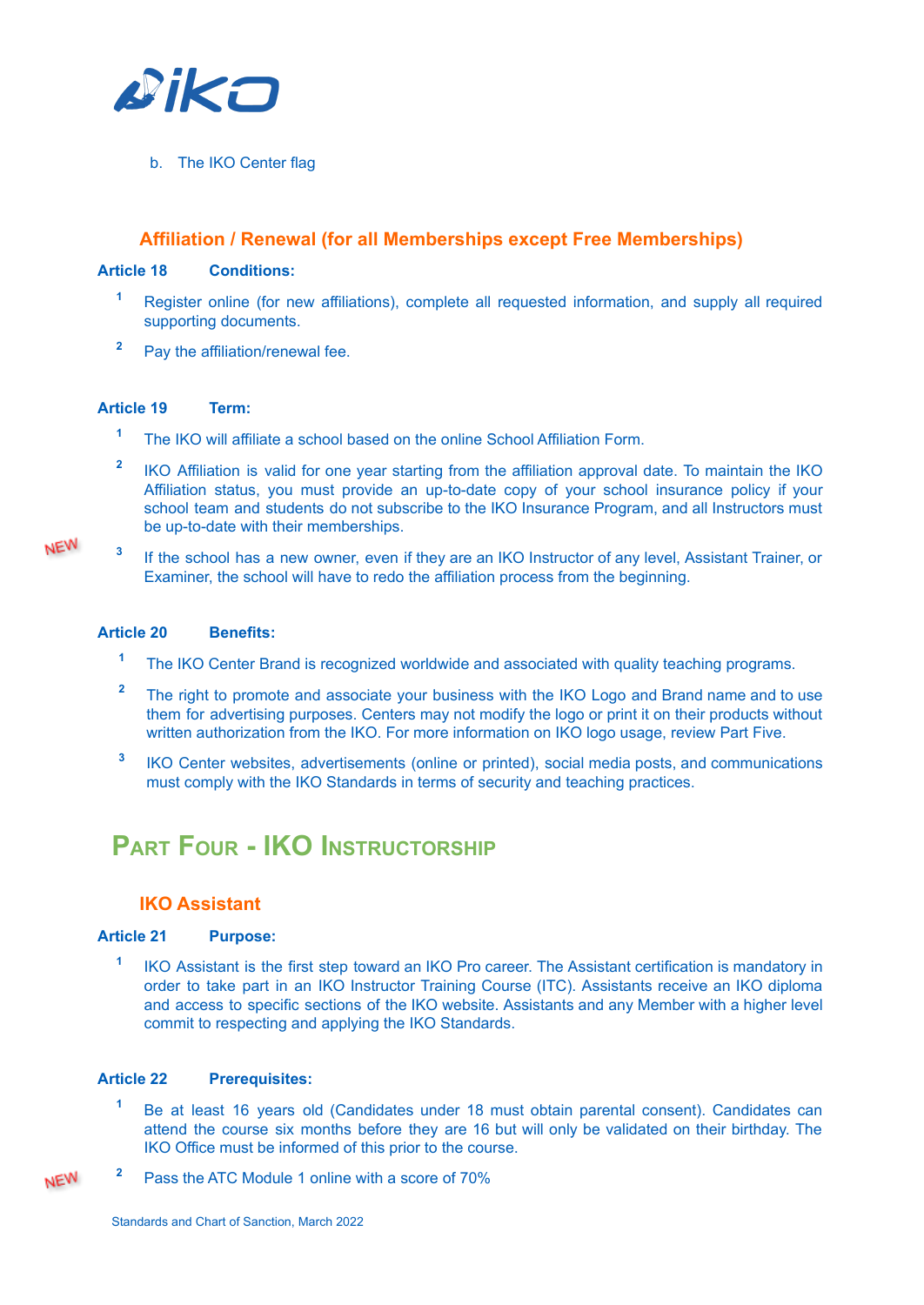b. The IKO Center flag

### Affiliation / Renewal (for all Memberships except Free Memberships)

**Article 18 Conditions:**

1 Register online (for new affiliations), complete all requested information, and supply all required supporting documents.

2 Pay the affiliation/renewal fee.

**Article 19 Term:**

1 The IKO will affiliate a school based on the online School Affiliation Form.

2 IKO Affiliation is valid for one year starting from the affiliation approval date. To maintain the IKO Affiliation status, you must provide an up-to-date copy of your school insurance policy if your school team and students do not subscribe to the IKO Insurance Program, and all Instructors must be up-to-date with their memberships.

NEW 3 If the school has a new owner, even if they are an IKO Instructor of any level, Assistant Trainer, or Examiner, the school will have to redo the affiliation process from the beginning.

**Article 20 Benefits:**

1 The IKO Center Brand is recognized worldwide and associated with quality teaching programs.

2 The right to promote and associate your business with the IKO Logo and Brand name and to use them for advertising purposes. Centers may not modify the logo or print it on their products without written authorization from the IKO. For more information on IKO logo usage, review Part Five.

3 IKO Center websites, advertisements (online or printed), social media posts, and communications must comply with the IKO Standards in terms of security and teaching practices.

## Part Four - IKO Instructorship

### IKO Assistant

**Article 21 Purpose:**

1 IKO Assistant is the first step toward an IKO Pro career. The Assistant certification is mandatory in order to take part in an IKO Instructor Training Course (ITC). Assistants receive an IKO diploma and access to specific sections of the IKO website. Assistants and any Member with a higher level commit to respecting and applying the IKO Standards.

**Article 22 Prerequisites:**

1 Be at least 16 years old (Candidates under 18 must obtain parental consent). Candidates can attend the course six months before they are 16 but will only be validated on their birthday. The IKO Office must be informed of this prior to the course.

NEW 2 Pass the ATC Module 1 online with a score of 70%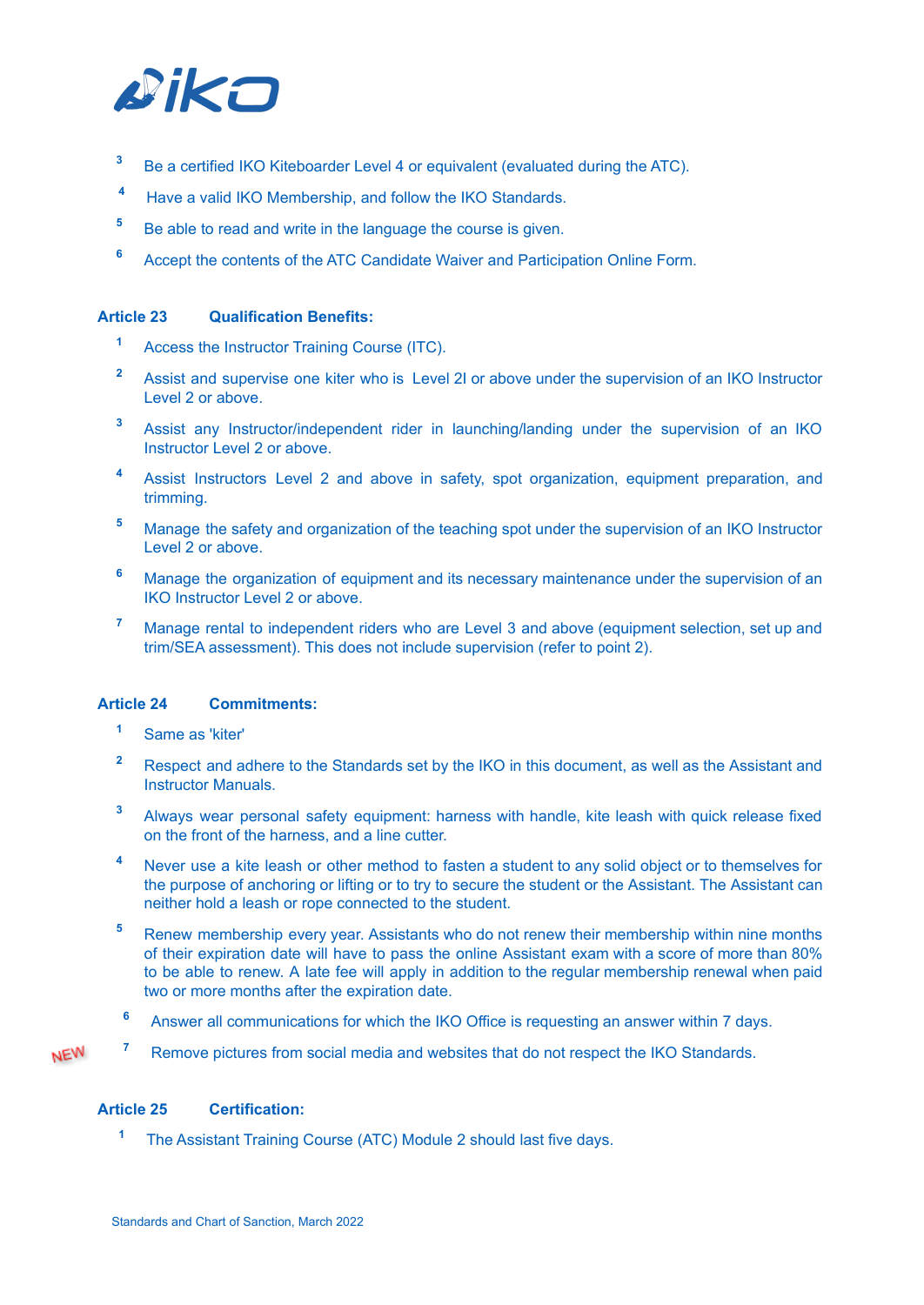3. Be a certified IKO Kiteboarder Level 4 or equivalent (evaluated during the ATC).
4. Have a valid IKO Membership, and follow the IKO Standards.
5. Be able to read and write in the language the course is given.
6. Accept the contents of the ATC Candidate Waiver and Participation Online Form.

### Article 23 Qualification Benefits:

1. Access the Instructor Training Course (ITC).
2. Assist and supervise one kiter who is Level 2I or above under the supervision of an IKO Instructor Level 2 or above.
3. Assist any Instructor/independent rider in launching/landing under the supervision of an IKO Instructor Level 2 or above.
4. Assist Instructors Level 2 and above in safety, spot organization, equipment preparation, and trimming.
5. Manage the safety and organization of the teaching spot under the supervision of an IKO Instructor Level 2 or above.
6. Manage the organization of equipment and its necessary maintenance under the supervision of an IKO Instructor Level 2 or above.
7. Manage rental to independent riders who are Level 3 and above (equipment selection, set up and trim/SEA assessment). This does not include supervision (refer to point 2).

### Article 24 Commitments:

1. Same as 'kiter'
2. Respect and adhere to the Standards set by the IKO in this document, as well as the Assistant and Instructor Manuals.
3. Always wear personal safety equipment: harness with handle, kite leash with quick release fixed on the front of the harness, and a line cutter.
4. Never use a kite leash or other method to fasten a student to any solid object or to themselves for the purpose of anchoring or lifting or to try to secure the student or the Assistant. The Assistant can neither hold a leash or rope connected to the student.
5. Renew membership every year. Assistants who do not renew their membership within nine months of their expiration date will have to pass the online Assistant exam with a score of more than 80% to be able to renew. A late fee will apply in addition to the regular membership renewal when paid two or more months after the expiration date.
6. Answer all communications for which the IKO Office is requesting an answer within 7 days.
7. NEW Remove pictures from social media and websites that do not respect the IKO Standards.

### Article 25 Certification:

1. The Assistant Training Course (ATC) Module 2 should last five days.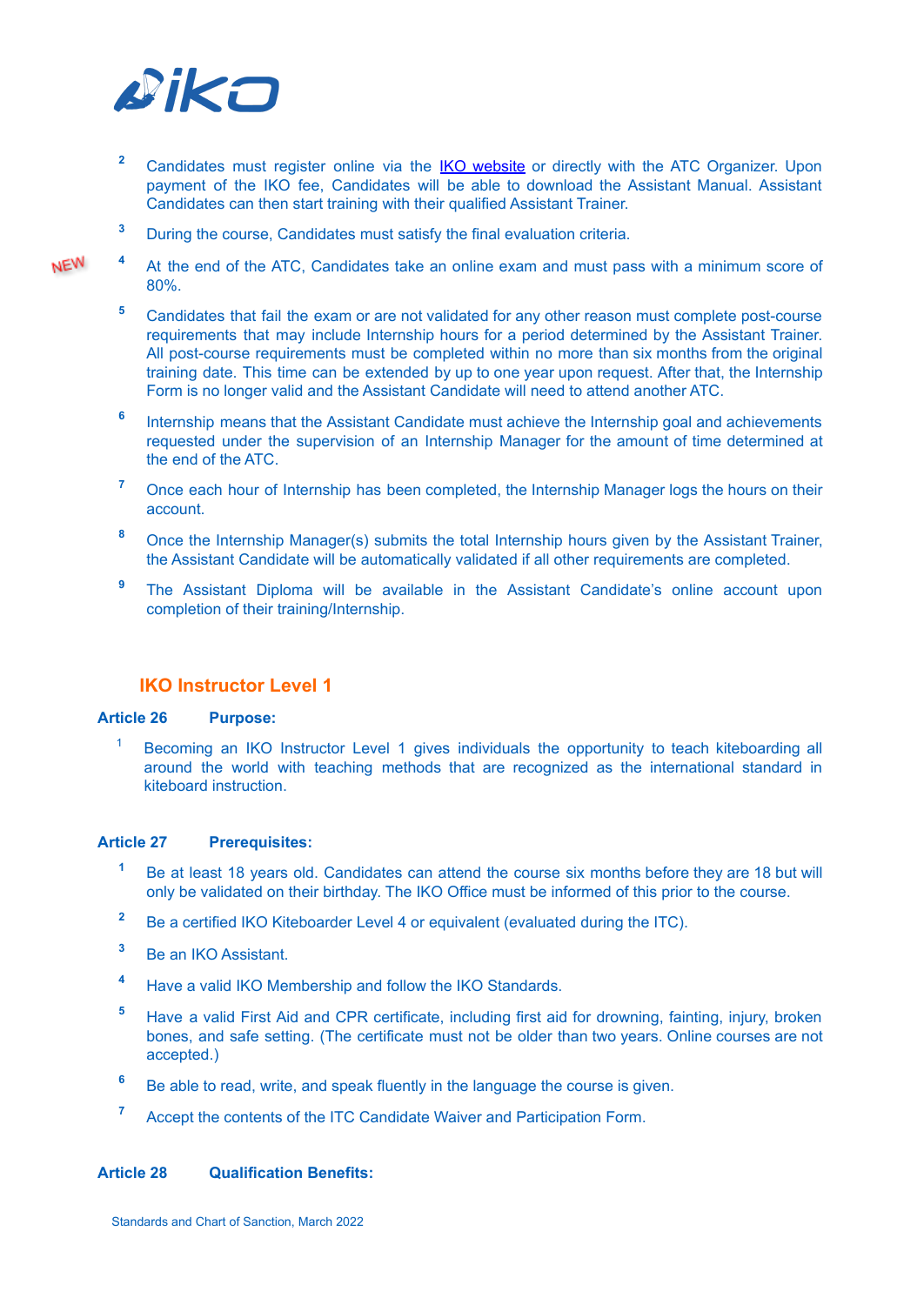2. Candidates must register online via the [IKO website](#) or directly with the ATC Organizer. Upon payment of the IKO fee, Candidates will be able to download the Assistant Manual. Assistant Candidates can then start training with their qualified Assistant Trainer.
3. During the course, Candidates must satisfy the final evaluation criteria.
4. NEW At the end of the ATC, Candidates take an online exam and must pass with a minimum score of 80%.
5. Candidates that fail the exam or are not validated for any other reason must complete post-course requirements that may include Internship hours for a period determined by the Assistant Trainer. All post-course requirements must be completed within no more than six months from the original training date. This time can be extended by up to one year upon request. After that, the Internship Form is no longer valid and the Assistant Candidate will need to attend another ATC.
6. Internship means that the Assistant Candidate must achieve the Internship goal and achievements requested under the supervision of an Internship Manager for the amount of time determined at the end of the ATC.
7. Once each hour of Internship has been completed, the Internship Manager logs the hours on their account.
8. Once the Internship Manager(s) submits the total Internship hours given by the Assistant Trainer, the Assistant Candidate will be automatically validated if all other requirements are completed.
9. The Assistant Diploma will be available in the Assistant Candidate's online account upon completion of their training/Internship.

## IKO Instructor Level 1

**Article 26 Purpose:**

1. Becoming an IKO Instructor Level 1 gives individuals the opportunity to teach kiteboarding all around the world with teaching methods that are recognized as the international standard in kiteboard instruction.

**Article 27 Prerequisites:**

1. Be at least 18 years old. Candidates can attend the course six months before they are 18 but will only be validated on their birthday. The IKO Office must be informed of this prior to the course.
2. Be a certified IKO Kiteboarder Level 4 or equivalent (evaluated during the ITC).
3. Be an IKO Assistant.
4. Have a valid IKO Membership and follow the IKO Standards.
5. Have a valid First Aid and CPR certificate, including first aid for drowning, fainting, injury, broken bones, and safe setting. (The certificate must not be older than two years. Online courses are not accepted.)
6. Be able to read, write, and speak fluently in the language the course is given.
7. Accept the contents of the ITC Candidate Waiver and Participation Form.

**Article 28 Qualification Benefits:**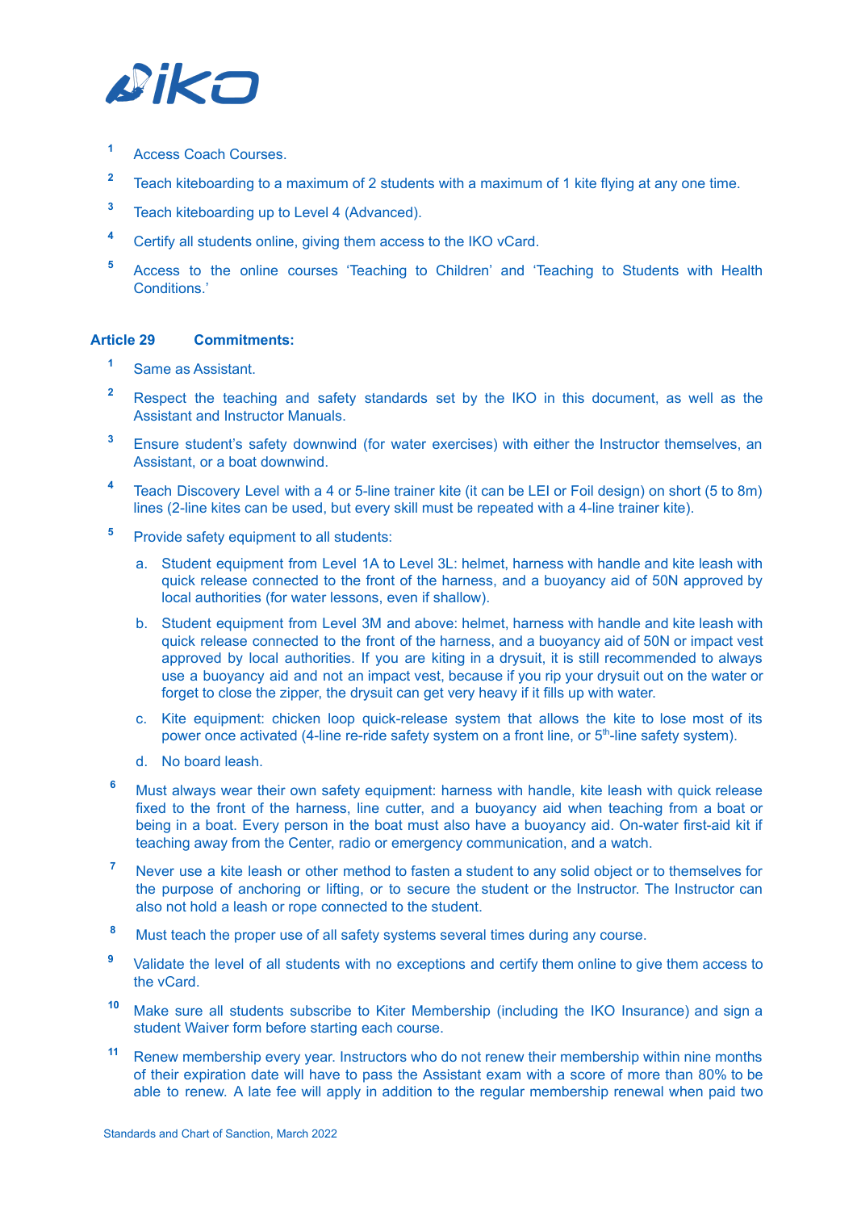1. Access Coach Courses.
2. Teach kiteboarding to a maximum of 2 students with a maximum of 1 kite flying at any one time.
3. Teach kiteboarding up to Level 4 (Advanced).
4. Certify all students online, giving them access to the IKO vCard.
5. Access to the online courses 'Teaching to Children' and 'Teaching to Students with Health Conditions.'

### Article 29 Commitments:

1. Same as Assistant.
2. Respect the teaching and safety standards set by the IKO in this document, as well as the Assistant and Instructor Manuals.
3. Ensure student's safety downwind (for water exercises) with either the Instructor themselves, an Assistant, or a boat downwind.
4. Teach Discovery Level with a 4 or 5-line trainer kite (it can be LEI or Foil design) on short (5 to 8m) lines (2-line kites can be used, but every skill must be repeated with a 4-line trainer kite).
5. Provide safety equipment to all students:
   a. Student equipment from Level 1A to Level 3L: helmet, harness with handle and kite leash with quick release connected to the front of the harness, and a buoyancy aid of 50N approved by local authorities (for water lessons, even if shallow).
   b. Student equipment from Level 3M and above: helmet, harness with handle and kite leash with quick release connected to the front of the harness, and a buoyancy aid of 50N or impact vest approved by local authorities. If you are kiting in a drysuit, it is still recommended to always use a buoyancy aid and not an impact vest, because if you rip your drysuit out on the water or forget to close the zipper, the drysuit can get very heavy if it fills up with water.
   c. Kite equipment: chicken loop quick-release system that allows the kite to lose most of its power once activated (4-line re-ride safety system on a front line, or 5th-line safety system).
   d. No board leash.
6. Must always wear their own safety equipment: harness with handle, kite leash with quick release fixed to the front of the harness, line cutter, and a buoyancy aid when teaching from a boat or being in a boat. Every person in the boat must also have a buoyancy aid. On-water first-aid kit if teaching away from the Center, radio or emergency communication, and a watch.
7. Never use a kite leash or other method to fasten a student to any solid object or to themselves for the purpose of anchoring or lifting, or to secure the student or the Instructor. The Instructor can also not hold a leash or rope connected to the student.
8. Must teach the proper use of all safety systems several times during any course.
9. Validate the level of all students with no exceptions and certify them online to give them access to the vCard.
10. Make sure all students subscribe to Kiter Membership (including the IKO Insurance) and sign a student Waiver form before starting each course.
11. Renew membership every year. Instructors who do not renew their membership within nine months of their expiration date will have to pass the Assistant exam with a score of more than 80% to be able to renew. A late fee will apply in addition to the regular membership renewal when paid two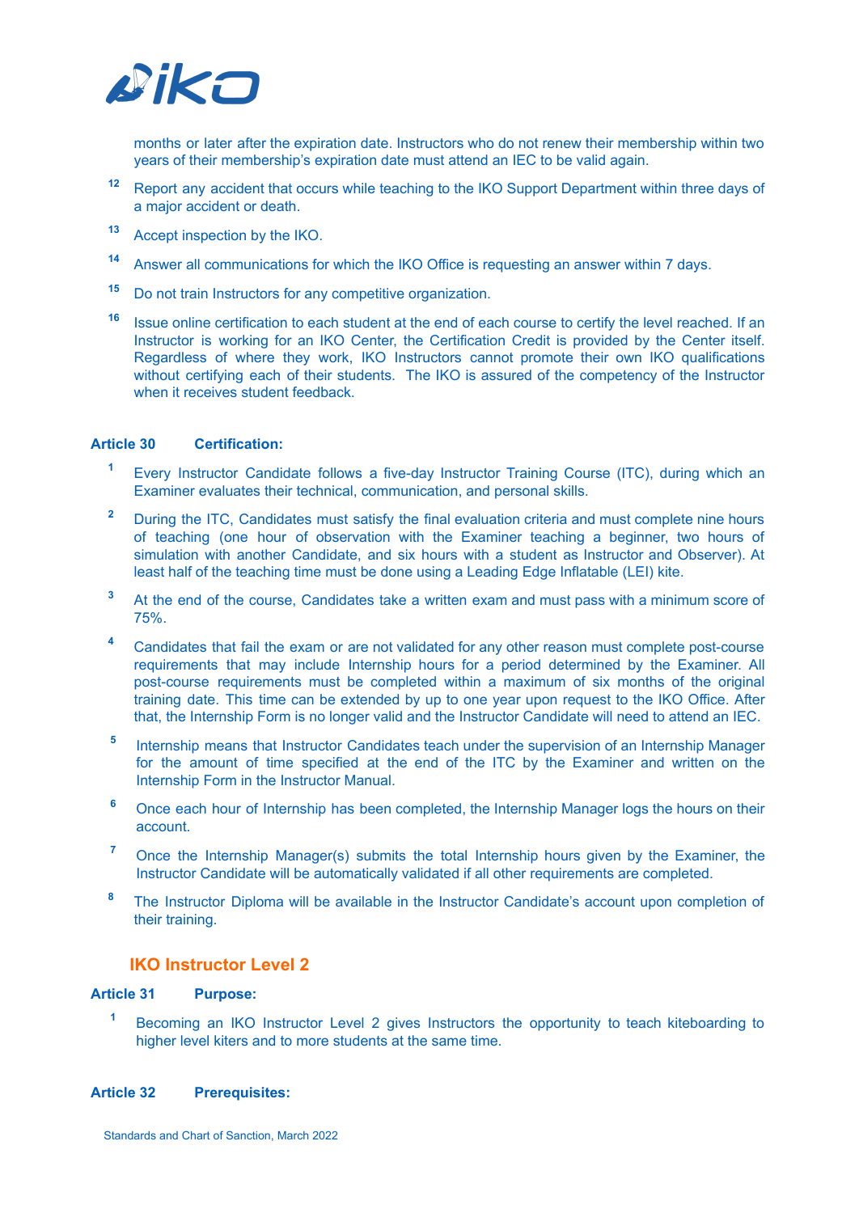months or later after the expiration date. Instructors who do not renew their membership within two years of their membership's expiration date must attend an IEC to be valid again.

12. Report any accident that occurs while teaching to the IKO Support Department within three days of a major accident or death.

13. Accept inspection by the IKO.

14. Answer all communications for which the IKO Office is requesting an answer within 7 days.

15. Do not train Instructors for any competitive organization.

16. Issue online certification to each student at the end of each course to certify the level reached. If an Instructor is working for an IKO Center, the Certification Credit is provided by the Center itself. Regardless of where they work, IKO Instructors cannot promote their own IKO qualifications without certifying each of their students. The IKO is assured of the competency of the Instructor when it receives student feedback.

**Article 30 Certification:**

1. Every Instructor Candidate follows a five-day Instructor Training Course (ITC), during which an Examiner evaluates their technical, communication, and personal skills.

2. During the ITC, Candidates must satisfy the final evaluation criteria and must complete nine hours of teaching (one hour of observation with the Examiner teaching a beginner, two hours of simulation with another Candidate, and six hours with a student as Instructor and Observer). At least half of the teaching time must be done using a Leading Edge Inflatable (LEI) kite.

3. At the end of the course, Candidates take a written exam and must pass with a minimum score of 75%.

4. Candidates that fail the exam or are not validated for any other reason must complete post-course requirements that may include Internship hours for a period determined by the Examiner. All post-course requirements must be completed within a maximum of six months of the original training date. This time can be extended by up to one year upon request to the IKO Office. After that, the Internship Form is no longer valid and the Instructor Candidate will need to attend an IEC.

5. Internship means that Instructor Candidates teach under the supervision of an Internship Manager for the amount of time specified at the end of the ITC by the Examiner and written on the Internship Form in the Instructor Manual.

6. Once each hour of Internship has been completed, the Internship Manager logs the hours on their account.

7. Once the Internship Manager(s) submits the total Internship hours given by the Examiner, the Instructor Candidate will be automatically validated if all other requirements are completed.

8. The Instructor Diploma will be available in the Instructor Candidate's account upon completion of their training.

## IKO Instructor Level 2

**Article 31 Purpose:**

1. Becoming an IKO Instructor Level 2 gives Instructors the opportunity to teach kiteboarding to higher level kiters and to more students at the same time.

**Article 32 Prerequisites:**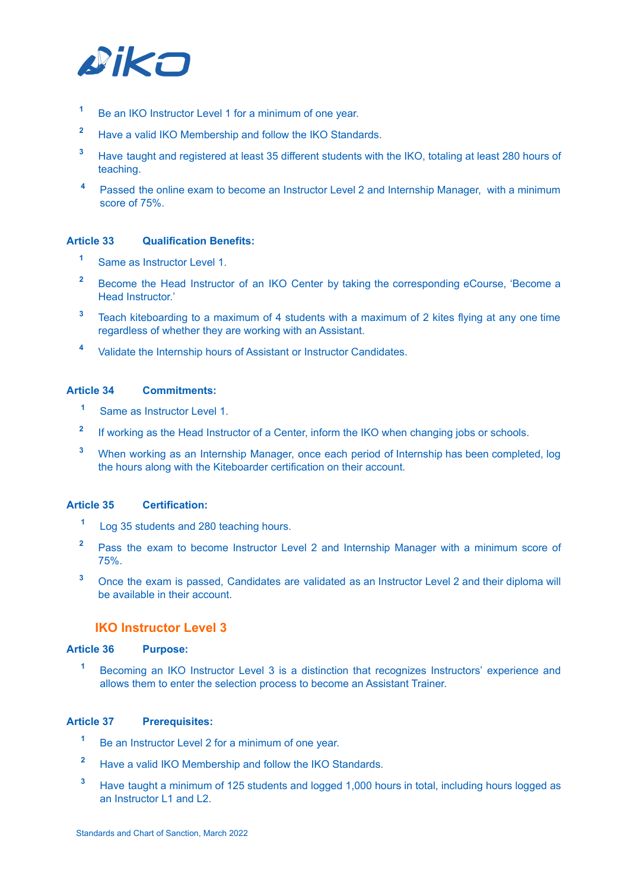1. Be an IKO Instructor Level 1 for a minimum of one year.
2. Have a valid IKO Membership and follow the IKO Standards.
3. Have taught and registered at least 35 different students with the IKO, totaling at least 280 hours of teaching.
4. Passed the online exam to become an Instructor Level 2 and Internship Manager, with a minimum score of 75%.

**Article 33 Qualification Benefits:**

1. Same as Instructor Level 1.
2. Become the Head Instructor of an IKO Center by taking the corresponding eCourse, 'Become a Head Instructor.'
3. Teach kiteboarding to a maximum of 4 students with a maximum of 2 kites flying at any one time regardless of whether they are working with an Assistant.
4. Validate the Internship hours of Assistant or Instructor Candidates.

**Article 34 Commitments:**

1. Same as Instructor Level 1.
2. If working as the Head Instructor of a Center, inform the IKO when changing jobs or schools.
3. When working as an Internship Manager, once each period of Internship has been completed, log the hours along with the Kiteboarder certification on their account.

**Article 35 Certification:**

1. Log 35 students and 280 teaching hours.
2. Pass the exam to become Instructor Level 2 and Internship Manager with a minimum score of 75%.
3. Once the exam is passed, Candidates are validated as an Instructor Level 2 and their diploma will be available in their account.

## IKO Instructor Level 3

**Article 36 Purpose:**

1. Becoming an IKO Instructor Level 3 is a distinction that recognizes Instructors' experience and allows them to enter the selection process to become an Assistant Trainer.

**Article 37 Prerequisites:**

1. Be an Instructor Level 2 for a minimum of one year.
2. Have a valid IKO Membership and follow the IKO Standards.
3. Have taught a minimum of 125 students and logged 1,000 hours in total, including hours logged as an Instructor L1 and L2.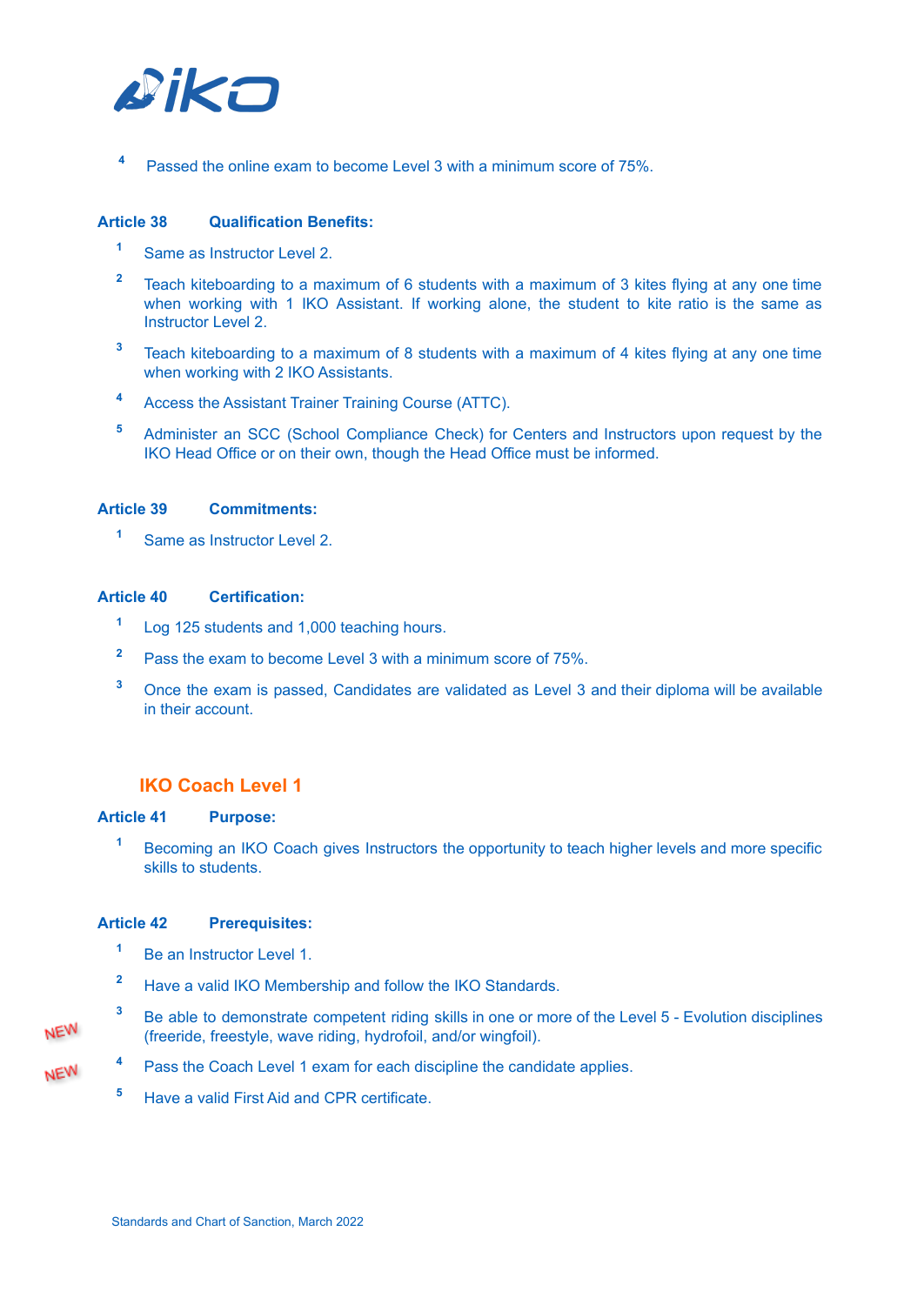4 Passed the online exam to become Level 3 with a minimum score of 75%.

### Article 38 Qualification Benefits:

1 Same as Instructor Level 2.

2 Teach kiteboarding to a maximum of 6 students with a maximum of 3 kites flying at any one time when working with 1 IKO Assistant. If working alone, the student to kite ratio is the same as Instructor Level 2.

3 Teach kiteboarding to a maximum of 8 students with a maximum of 4 kites flying at any one time when working with 2 IKO Assistants.

4 Access the Assistant Trainer Training Course (ATTC).

5 Administer an SCC (School Compliance Check) for Centers and Instructors upon request by the IKO Head Office or on their own, though the Head Office must be informed.

### Article 39 Commitments:

1 Same as Instructor Level 2.

### Article 40 Certification:

1 Log 125 students and 1,000 teaching hours.

2 Pass the exam to become Level 3 with a minimum score of 75%.

3 Once the exam is passed, Candidates are validated as Level 3 and their diploma will be available in their account.

## IKO Coach Level 1

### Article 41 Purpose:

1 Becoming an IKO Coach gives Instructors the opportunity to teach higher levels and more specific skills to students.

### Article 42 Prerequisites:

1 Be an Instructor Level 1.

2 Have a valid IKO Membership and follow the IKO Standards.

NEW 3 Be able to demonstrate competent riding skills in one or more of the Level 5 - Evolution disciplines (freeride, freestyle, wave riding, hydrofoil, and/or wingfoil).

NEW 4 Pass the Coach Level 1 exam for each discipline the candidate applies.

5 Have a valid First Aid and CPR certificate.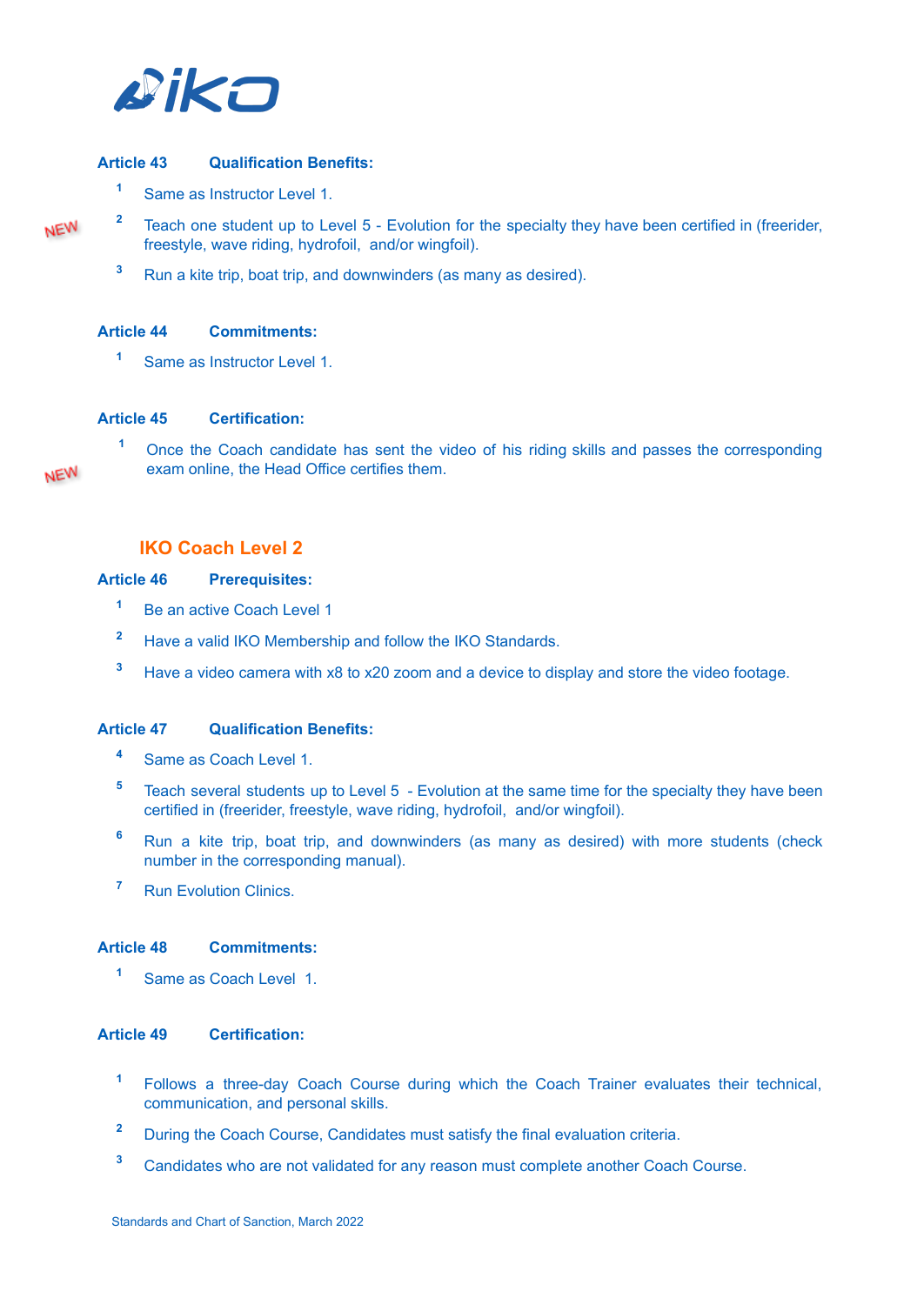**Article 43 Qualification Benefits:**

1. Same as Instructor Level 1.
2. Teach one student up to Level 5 - Evolution for the specialty they have been certified in (freerider, freestyle, wave riding, hydrofoil, and/or wingfoil).
3. Run a kite trip, boat trip, and downwinders (as many as desired).

**Article 44 Commitments:**

1. Same as Instructor Level 1.

**Article 45 Certification:**

1. Once the Coach candidate has sent the video of his riding skills and passes the corresponding exam online, the Head Office certifies them.

## IKO Coach Level 2

**Article 46 Prerequisites:**

1. Be an active Coach Level 1
2. Have a valid IKO Membership and follow the IKO Standards.
3. Have a video camera with x8 to x20 zoom and a device to display and store the video footage.

**Article 47 Qualification Benefits:**

4. Same as Coach Level 1.
5. Teach several students up to Level 5 - Evolution at the same time for the specialty they have been certified in (freerider, freestyle, wave riding, hydrofoil, and/or wingfoil).
6. Run a kite trip, boat trip, and downwinders (as many as desired) with more students (check number in the corresponding manual).
7. Run Evolution Clinics.

**Article 48 Commitments:**

1. Same as Coach Level 1.

**Article 49 Certification:**

1. Follows a three-day Coach Course during which the Coach Trainer evaluates their technical, communication, and personal skills.
2. During the Coach Course, Candidates must satisfy the final evaluation criteria.
3. Candidates who are not validated for any reason must complete another Coach Course.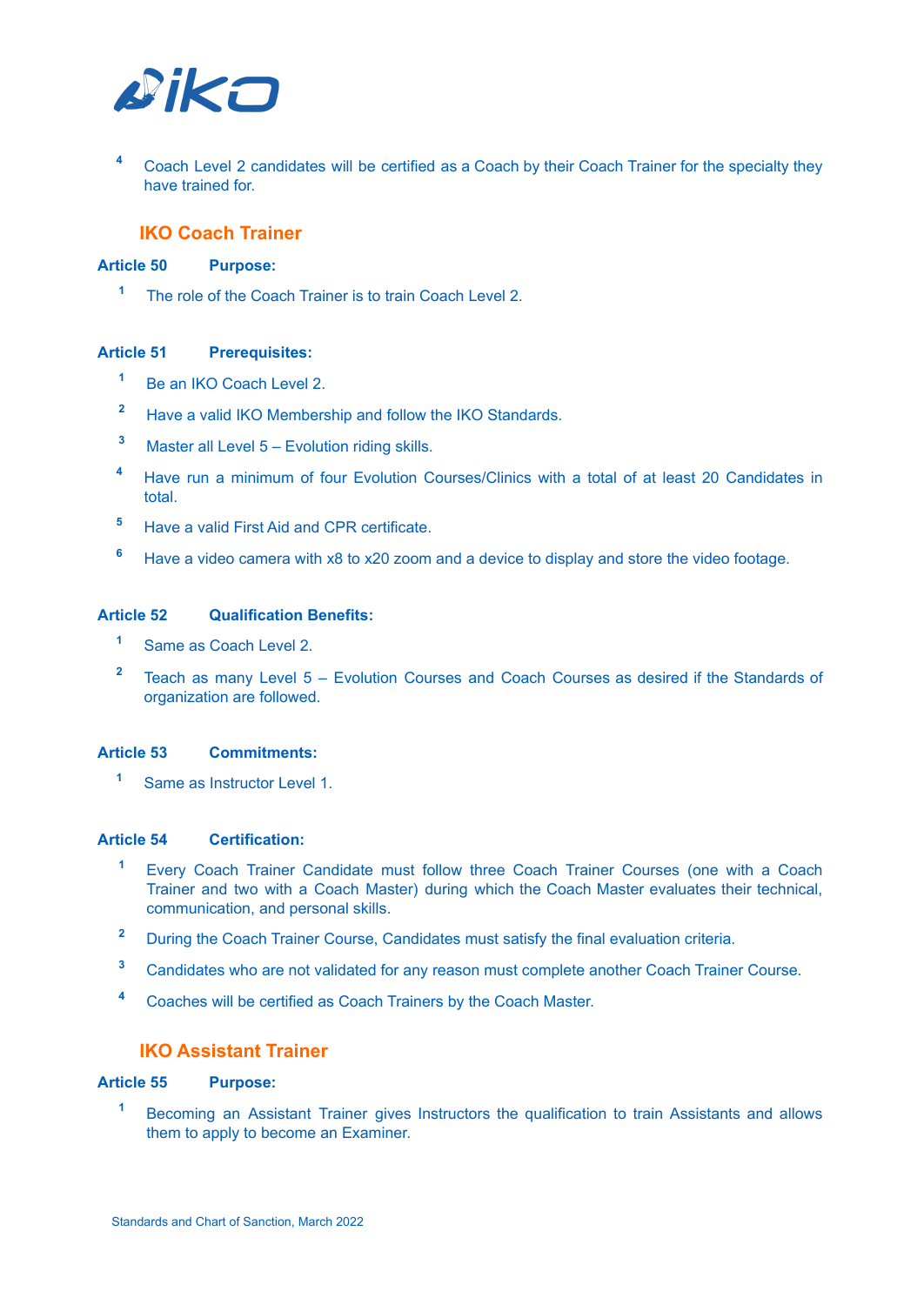[4] Coach Level 2 candidates will be certified as a Coach by their Coach Trainer for the specialty they have trained for.

## IKO Coach Trainer

### Article 50 Purpose:

[1] The role of the Coach Trainer is to train Coach Level 2.

### Article 51 Prerequisites:

[1] Be an IKO Coach Level 2.

[2] Have a valid IKO Membership and follow the IKO Standards.

[3] Master all Level 5 – Evolution riding skills.

[4] Have run a minimum of four Evolution Courses/Clinics with a total of at least 20 Candidates in total.

[5] Have a valid First Aid and CPR certificate.

[6] Have a video camera with x8 to x20 zoom and a device to display and store the video footage.

### Article 52 Qualification Benefits:

[1] Same as Coach Level 2.

[2] Teach as many Level 5 – Evolution Courses and Coach Courses as desired if the Standards of organization are followed.

### Article 53 Commitments:

[1] Same as Instructor Level 1.

### Article 54 Certification:

[1] Every Coach Trainer Candidate must follow three Coach Trainer Courses (one with a Coach Trainer and two with a Coach Master) during which the Coach Master evaluates their technical, communication, and personal skills.

[2] During the Coach Trainer Course, Candidates must satisfy the final evaluation criteria.

[3] Candidates who are not validated for any reason must complete another Coach Trainer Course.

[4] Coaches will be certified as Coach Trainers by the Coach Master.

## IKO Assistant Trainer

### Article 55 Purpose:

[1] Becoming an Assistant Trainer gives Instructors the qualification to train Assistants and allows them to apply to become an Examiner.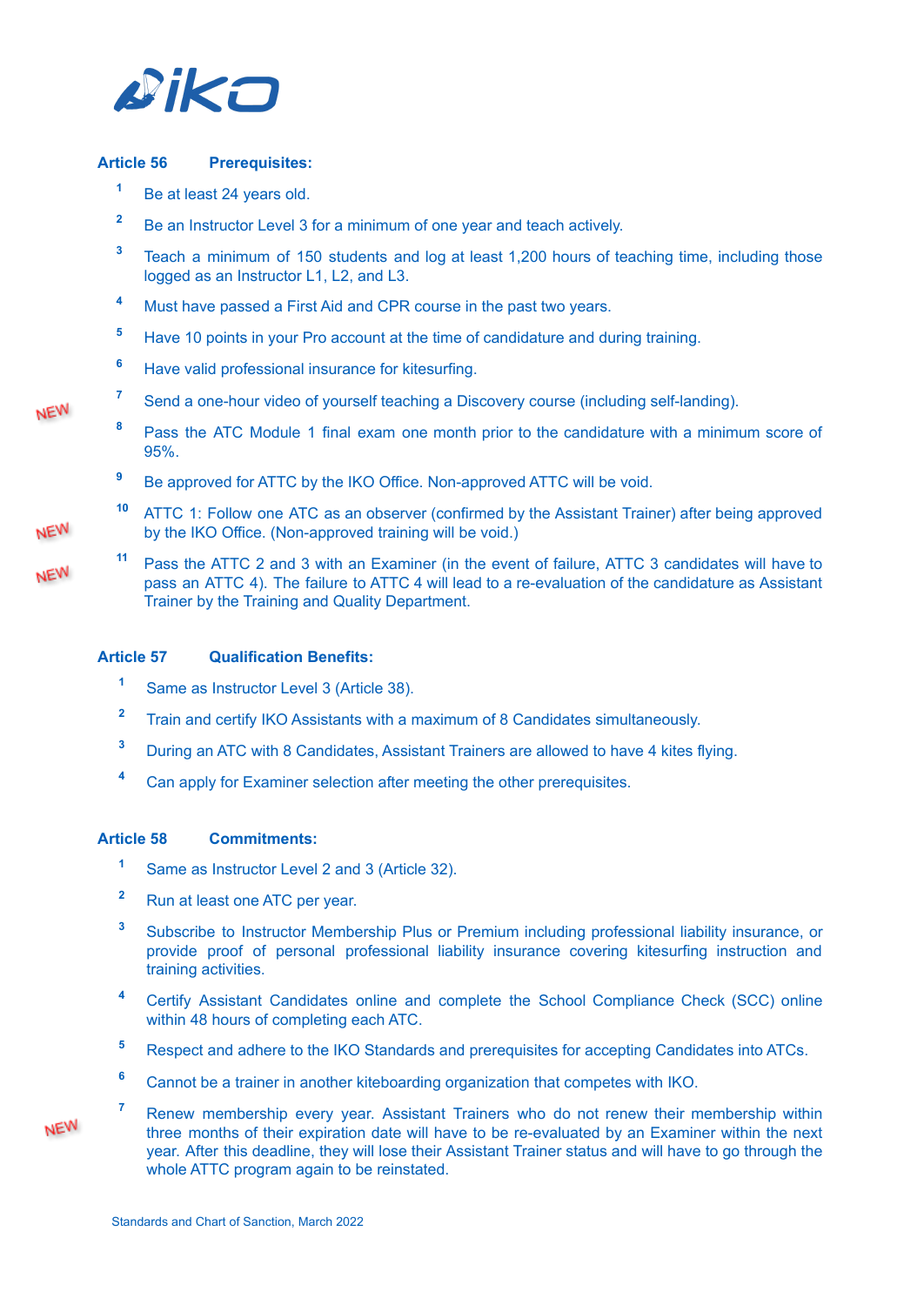### Article 56 Prerequisites:

1. Be at least 24 years old.
2. Be an Instructor Level 3 for a minimum of one year and teach actively.
3. Teach a minimum of 150 students and log at least 1,200 hours of teaching time, including those logged as an Instructor L1, L2, and L3.
4. Must have passed a First Aid and CPR course in the past two years.
5. Have 10 points in your Pro account at the time of candidature and during training.
6. Have valid professional insurance for kitesurfing.
7. NEW Send a one-hour video of yourself teaching a Discovery course (including self-landing).
8. Pass the ATC Module 1 final exam one month prior to the candidature with a minimum score of 95%.
9. Be approved for ATTC by the IKO Office. Non-approved ATTC will be void.
10. NEW ATTC 1: Follow one ATC as an observer (confirmed by the Assistant Trainer) after being approved by the IKO Office. (Non-approved training will be void.)
11. NEW Pass the ATTC 2 and 3 with an Examiner (in the event of failure, ATTC 3 candidates will have to pass an ATTC 4). The failure to ATTC 4 will lead to a re-evaluation of the candidature as Assistant Trainer by the Training and Quality Department.

### Article 57 Qualification Benefits:

1. Same as Instructor Level 3 (Article 38).
2. Train and certify IKO Assistants with a maximum of 8 Candidates simultaneously.
3. During an ATC with 8 Candidates, Assistant Trainers are allowed to have 4 kites flying.
4. Can apply for Examiner selection after meeting the other prerequisites.

### Article 58 Commitments:

1. Same as Instructor Level 2 and 3 (Article 32).
2. Run at least one ATC per year.
3. Subscribe to Instructor Membership Plus or Premium including professional liability insurance, or provide proof of personal professional liability insurance covering kitesurfing instruction and training activities.
4. Certify Assistant Candidates online and complete the School Compliance Check (SCC) online within 48 hours of completing each ATC.
5. Respect and adhere to the IKO Standards and prerequisites for accepting Candidates into ATCs.
6. Cannot be a trainer in another kiteboarding organization that competes with IKO.
7. NEW Renew membership every year. Assistant Trainers who do not renew their membership within three months of their expiration date will have to be re-evaluated by an Examiner within the next year. After this deadline, they will lose their Assistant Trainer status and will have to go through the whole ATTC program again to be reinstated.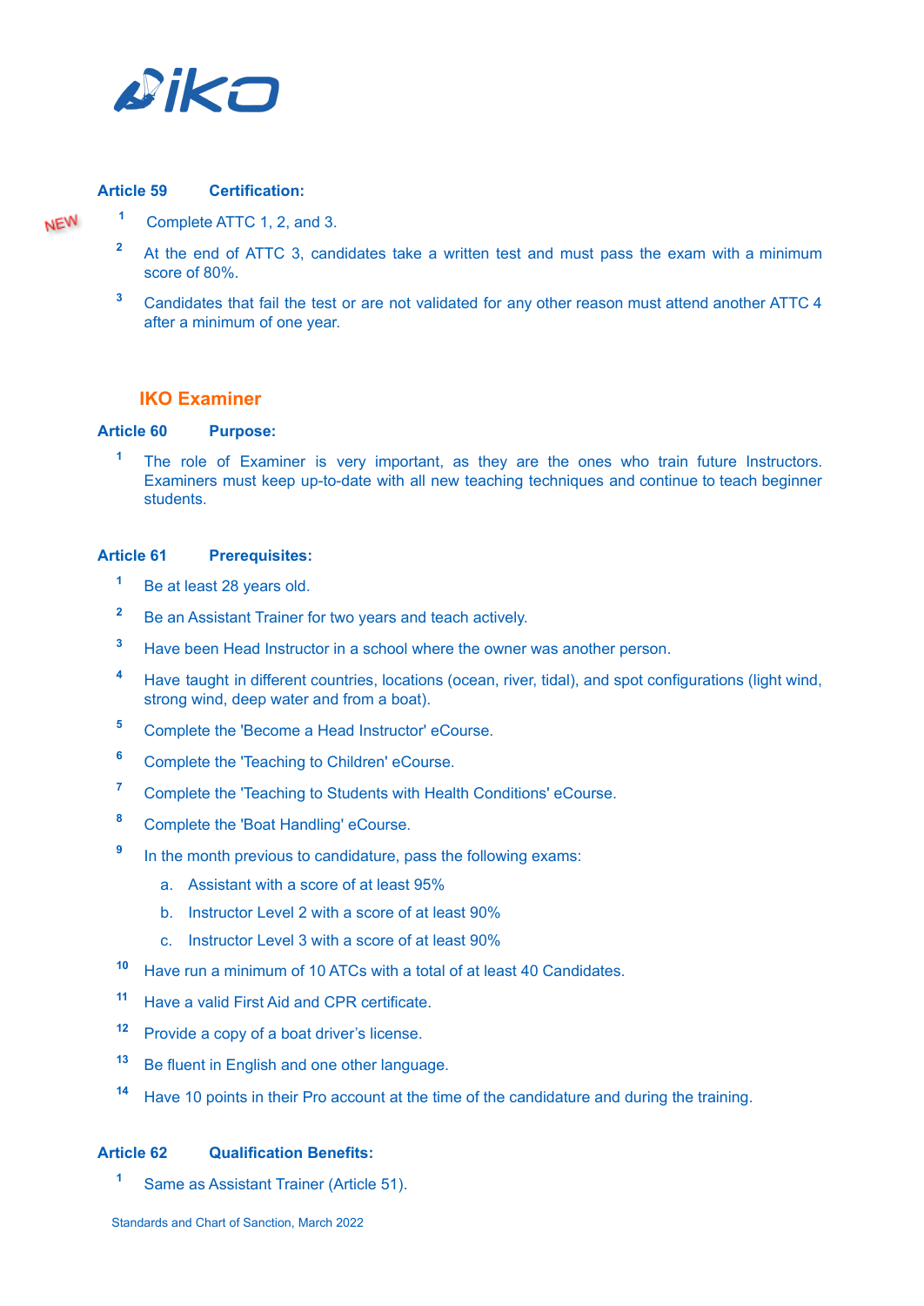### Article 59 Certification:

NEW

1. Complete ATTC 1, 2, and 3.
2. At the end of ATTC 3, candidates take a written test and must pass the exam with a minimum score of 80%.
3. Candidates that fail the test or are not validated for any other reason must attend another ATTC 4 after a minimum of one year.

## IKO Examiner

### Article 60 Purpose:

1. The role of Examiner is very important, as they are the ones who train future Instructors. Examiners must keep up-to-date with all new teaching techniques and continue to teach beginner students.

### Article 61 Prerequisites:

1. Be at least 28 years old.
2. Be an Assistant Trainer for two years and teach actively.
3. Have been Head Instructor in a school where the owner was another person.
4. Have taught in different countries, locations (ocean, river, tidal), and spot configurations (light wind, strong wind, deep water and from a boat).
5. Complete the 'Become a Head Instructor' eCourse.
6. Complete the 'Teaching to Children' eCourse.
7. Complete the 'Teaching to Students with Health Conditions' eCourse.
8. Complete the 'Boat Handling' eCourse.
9. In the month previous to candidature, pass the following exams:
   a. Assistant with a score of at least 95%
   b. Instructor Level 2 with a score of at least 90%
   c. Instructor Level 3 with a score of at least 90%
10. Have run a minimum of 10 ATCs with a total of at least 40 Candidates.
11. Have a valid First Aid and CPR certificate.
12. Provide a copy of a boat driver's license.
13. Be fluent in English and one other language.
14. Have 10 points in their Pro account at the time of the candidature and during the training.

### Article 62 Qualification Benefits:

1. Same as Assistant Trainer (Article 51).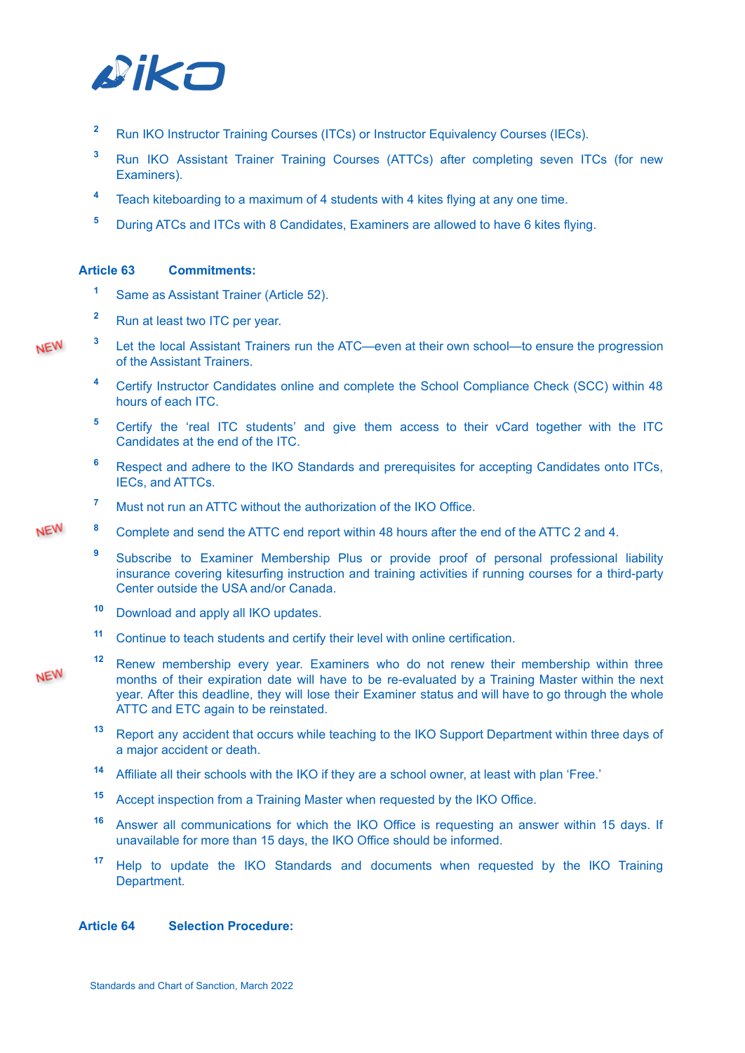2. Run IKO Instructor Training Courses (ITCs) or Instructor Equivalency Courses (IECs).
3. Run IKO Assistant Trainer Training Courses (ATTCs) after completing seven ITCs (for new Examiners).
4. Teach kiteboarding to a maximum of 4 students with 4 kites flying at any one time.
5. During ATCs and ITCs with 8 Candidates, Examiners are allowed to have 6 kites flying.

**Article 63 Commitments:**

1. Same as Assistant Trainer (Article 52).
2. Run at least two ITC per year.
3. NEW Let the local Assistant Trainers run the ATC—even at their own school—to ensure the progression of the Assistant Trainers.
4. Certify Instructor Candidates online and complete the School Compliance Check (SCC) within 48 hours of each ITC.
5. Certify the 'real ITC students' and give them access to their vCard together with the ITC Candidates at the end of the ITC.
6. Respect and adhere to the IKO Standards and prerequisites for accepting Candidates onto ITCs, IECs, and ATTCs.
7. Must not run an ATTC without the authorization of the IKO Office.
8. NEW Complete and send the ATTC end report within 48 hours after the end of the ATTC 2 and 4.
9. Subscribe to Examiner Membership Plus or provide proof of personal professional liability insurance covering kitesurfing instruction and training activities if running courses for a third-party Center outside the USA and/or Canada.
10. Download and apply all IKO updates.
11. Continue to teach students and certify their level with online certification.
12. NEW Renew membership every year. Examiners who do not renew their membership within three months of their expiration date will have to be re-evaluated by a Training Master within the next year. After this deadline, they will lose their Examiner status and will have to go through the whole ATTC and ETC again to be reinstated.
13. Report any accident that occurs while teaching to the IKO Support Department within three days of a major accident or death.
14. Affiliate all their schools with the IKO if they are a school owner, at least with plan 'Free.'
15. Accept inspection from a Training Master when requested by the IKO Office.
16. Answer all communications for which the IKO Office is requesting an answer within 15 days. If unavailable for more than 15 days, the IKO Office should be informed.
17. Help to update the IKO Standards and documents when requested by the IKO Training Department.

**Article 64 Selection Procedure:**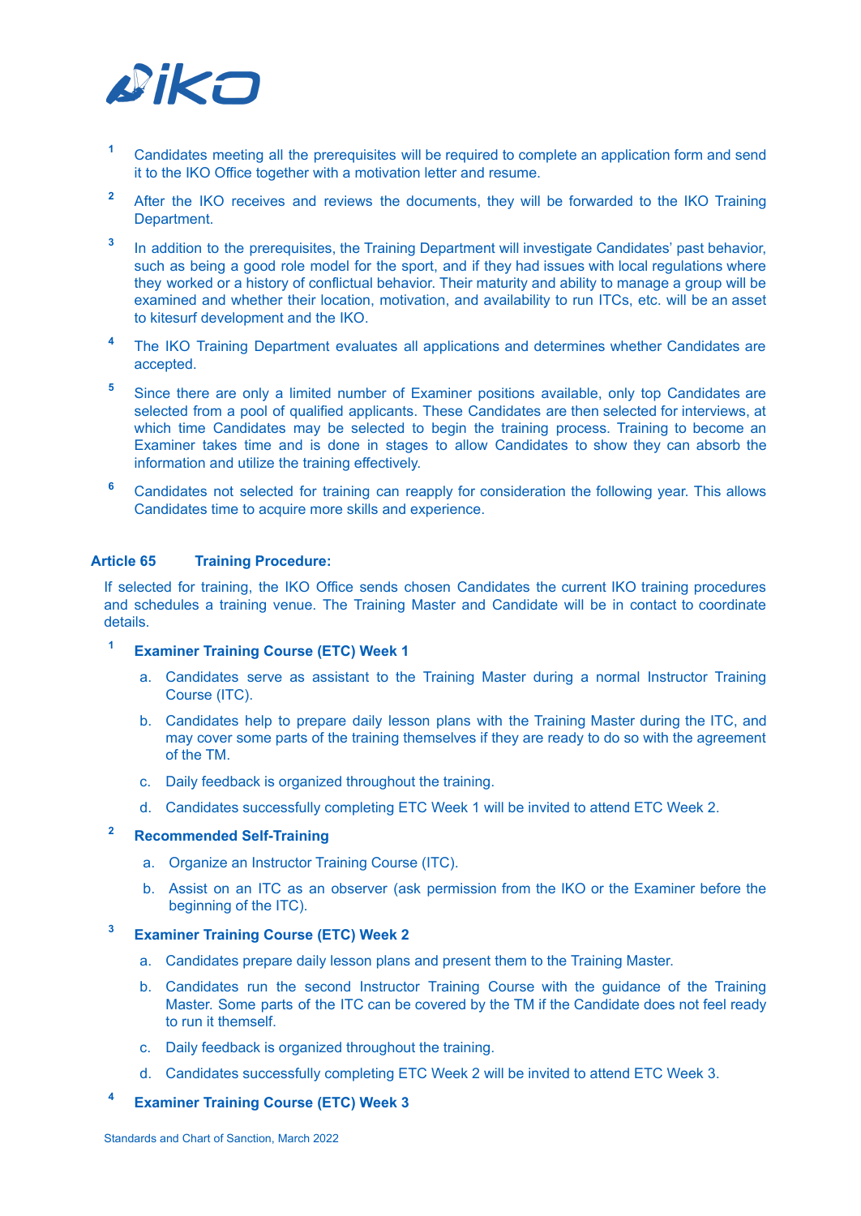1. Candidates meeting all the prerequisites will be required to complete an application form and send it to the IKO Office together with a motivation letter and resume.

2. After the IKO receives and reviews the documents, they will be forwarded to the IKO Training Department.

3. In addition to the prerequisites, the Training Department will investigate Candidates' past behavior, such as being a good role model for the sport, and if they had issues with local regulations where they worked or a history of conflictual behavior. Their maturity and ability to manage a group will be examined and whether their location, motivation, and availability to run ITCs, etc. will be an asset to kitesurf development and the IKO.

4. The IKO Training Department evaluates all applications and determines whether Candidates are accepted.

5. Since there are only a limited number of Examiner positions available, only top Candidates are selected from a pool of qualified applicants. These Candidates are then selected for interviews, at which time Candidates may be selected to begin the training process. Training to become an Examiner takes time and is done in stages to allow Candidates to show they can absorb the information and utilize the training effectively.

6. Candidates not selected for training can reapply for consideration the following year. This allows Candidates time to acquire more skills and experience.

### Article 65 Training Procedure:

If selected for training, the IKO Office sends chosen Candidates the current IKO training procedures and schedules a training venue. The Training Master and Candidate will be in contact to coordinate details.

1. **Examiner Training Course (ETC) Week 1**
   a. Candidates serve as assistant to the Training Master during a normal Instructor Training Course (ITC).
   b. Candidates help to prepare daily lesson plans with the Training Master during the ITC, and may cover some parts of the training themselves if they are ready to do so with the agreement of the TM.
   c. Daily feedback is organized throughout the training.
   d. Candidates successfully completing ETC Week 1 will be invited to attend ETC Week 2.

2. **Recommended Self-Training**
   a. Organize an Instructor Training Course (ITC).
   b. Assist on an ITC as an observer (ask permission from the IKO or the Examiner before the beginning of the ITC).

3. **Examiner Training Course (ETC) Week 2**
   a. Candidates prepare daily lesson plans and present them to the Training Master.
   b. Candidates run the second Instructor Training Course with the guidance of the Training Master. Some parts of the ITC can be covered by the TM if the Candidate does not feel ready to run it themself.
   c. Daily feedback is organized throughout the training.
   d. Candidates successfully completing ETC Week 2 will be invited to attend ETC Week 3.

4. **Examiner Training Course (ETC) Week 3**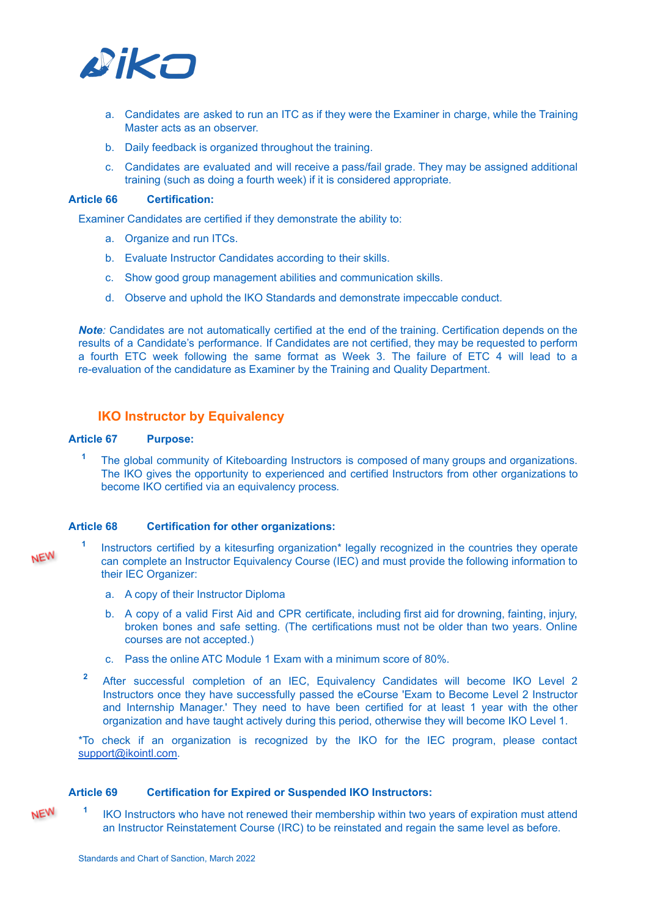a. Candidates are asked to run an ITC as if they were the Examiner in charge, while the Training Master acts as an observer.

b. Daily feedback is organized throughout the training.

c. Candidates are evaluated and will receive a pass/fail grade. They may be assigned additional training (such as doing a fourth week) if it is considered appropriate.

**Article 66 Certification:**

Examiner Candidates are certified if they demonstrate the ability to:

a. Organize and run ITCs.

b. Evaluate Instructor Candidates according to their skills.

c. Show good group management abilities and communication skills.

d. Observe and uphold the IKO Standards and demonstrate impeccable conduct.

***Note:*** Candidates are not automatically certified at the end of the training. Certification depends on the results of a Candidate's performance. If Candidates are not certified, they may be requested to perform a fourth ETC week following the same format as Week 3. The failure of ETC 4 will lead to a re-evaluation of the candidature as Examiner by the Training and Quality Department.

## IKO Instructor by Equivalency

**Article 67 Purpose:**

1 The global community of Kiteboarding Instructors is composed of many groups and organizations. The IKO gives the opportunity to experienced and certified Instructors from other organizations to become IKO certified via an equivalency process.

**Article 68 Certification for other organizations:**

NEW

1 Instructors certified by a kitesurfing organization* legally recognized in the countries they operate can complete an Instructor Equivalency Course (IEC) and must provide the following information to their IEC Organizer:

a. A copy of their Instructor Diploma

b. A copy of a valid First Aid and CPR certificate, including first aid for drowning, fainting, injury, broken bones and safe setting. (The certifications must not be older than two years. Online courses are not accepted.)

c. Pass the online ATC Module 1 Exam with a minimum score of 80%.

2 After successful completion of an IEC, Equivalency Candidates will become IKO Level 2 Instructors once they have successfully passed the eCourse 'Exam to Become Level 2 Instructor and Internship Manager.' They need to have been certified for at least 1 year with the other organization and have taught actively during this period, otherwise they will become IKO Level 1.

*To check if an organization is recognized by the IKO for the IEC program, please contact support@ikointl.com.

**Article 69 Certification for Expired or Suspended IKO Instructors:**

NEW

1 IKO Instructors who have not renewed their membership within two years of expiration must attend an Instructor Reinstatement Course (IRC) to be reinstated and regain the same level as before.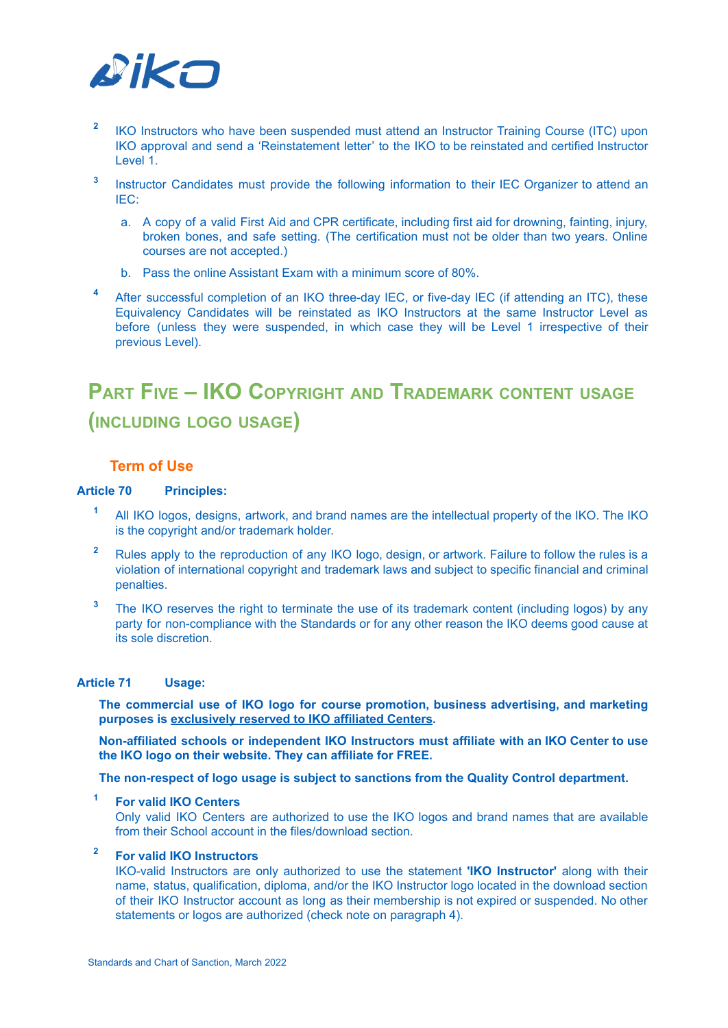2. IKO Instructors who have been suspended must attend an Instructor Training Course (ITC) upon IKO approval and send a 'Reinstatement letter' to the IKO to be reinstated and certified Instructor Level 1.

3. Instructor Candidates must provide the following information to their IEC Organizer to attend an IEC:

   a. A copy of a valid First Aid and CPR certificate, including first aid for drowning, fainting, injury, broken bones, and safe setting. (The certification must not be older than two years. Online courses are not accepted.)

   b. Pass the online Assistant Exam with a minimum score of 80%.

4. After successful completion of an IKO three-day IEC, or five-day IEC (if attending an ITC), these Equivalency Candidates will be reinstated as IKO Instructors at the same Instructor Level as before (unless they were suspended, in which case they will be Level 1 irrespective of their previous Level).

# Part Five – IKO Copyright and Trademark content usage (including logo usage)

## Term of Use

**Article 70 Principles:**

1. All IKO logos, designs, artwork, and brand names are the intellectual property of the IKO. The IKO is the copyright and/or trademark holder.

2. Rules apply to the reproduction of any IKO logo, design, or artwork. Failure to follow the rules is a violation of international copyright and trademark laws and subject to specific financial and criminal penalties.

3. The IKO reserves the right to terminate the use of its trademark content (including logos) by any party for non-compliance with the Standards or for any other reason the IKO deems good cause at its sole discretion.

**Article 71 Usage:**

**The commercial use of IKO logo for course promotion, business advertising, and marketing purposes is exclusively reserved to IKO affiliated Centers.**

**Non-affiliated schools or independent IKO Instructors must affiliate with an IKO Center to use the IKO logo on their website. They can affiliate for FREE.**

**The non-respect of logo usage is subject to sanctions from the Quality Control department.**

1. **For valid IKO Centers**
   Only valid IKO Centers are authorized to use the IKO logos and brand names that are available from their School account in the files/download section.

2. **For valid IKO Instructors**
   IKO-valid Instructors are only authorized to use the statement **'IKO Instructor'** along with their name, status, qualification, diploma, and/or the IKO Instructor logo located in the download section of their IKO Instructor account as long as their membership is not expired or suspended. No other statements or logos are authorized (check note on paragraph 4).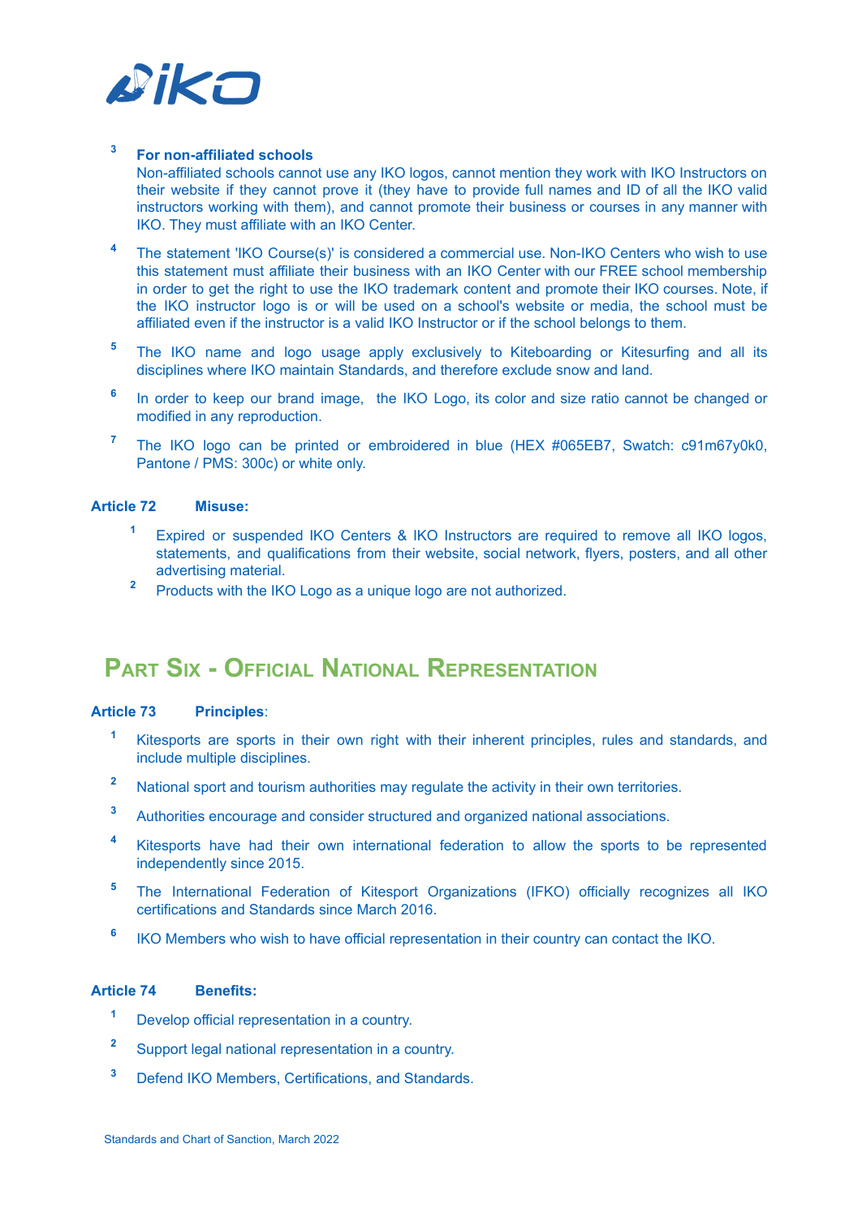3 **For non-affiliated schools**
Non-affiliated schools cannot use any IKO logos, cannot mention they work with IKO Instructors on their website if they cannot prove it (they have to provide full names and ID of all the IKO valid instructors working with them), and cannot promote their business or courses in any manner with IKO. They must affiliate with an IKO Center.

4 The statement 'IKO Course(s)' is considered a commercial use. Non-IKO Centers who wish to use this statement must affiliate their business with an IKO Center with our FREE school membership in order to get the right to use the IKO trademark content and promote their IKO courses. Note, if the IKO instructor logo is or will be used on a school's website or media, the school must be affiliated even if the instructor is a valid IKO Instructor or if the school belongs to them.

5 The IKO name and logo usage apply exclusively to Kiteboarding or Kitesurfing and all its disciplines where IKO maintain Standards, and therefore exclude snow and land.

6 In order to keep our brand image, the IKO Logo, its color and size ratio cannot be changed or modified in any reproduction.

7 The IKO logo can be printed or embroidered in blue (HEX #065EB7, Swatch: c91m67y0k0, Pantone / PMS: 300c) or white only.

**Article 72 Misuse:**

1 Expired or suspended IKO Centers & IKO Instructors are required to remove all IKO logos, statements, and qualifications from their website, social network, flyers, posters, and all other advertising material.

2 Products with the IKO Logo as a unique logo are not authorized.

# Part Six - Official National Representation

**Article 73 Principles**:

1 Kitesports are sports in their own right with their inherent principles, rules and standards, and include multiple disciplines.

2 National sport and tourism authorities may regulate the activity in their own territories.

3 Authorities encourage and consider structured and organized national associations.

4 Kitesports have had their own international federation to allow the sports to be represented independently since 2015.

5 The International Federation of Kitesport Organizations (IFKO) officially recognizes all IKO certifications and Standards since March 2016.

6 IKO Members who wish to have official representation in their country can contact the IKO.

**Article 74 Benefits:**

1 Develop official representation in a country.

2 Support legal national representation in a country.

3 Defend IKO Members, Certifications, and Standards.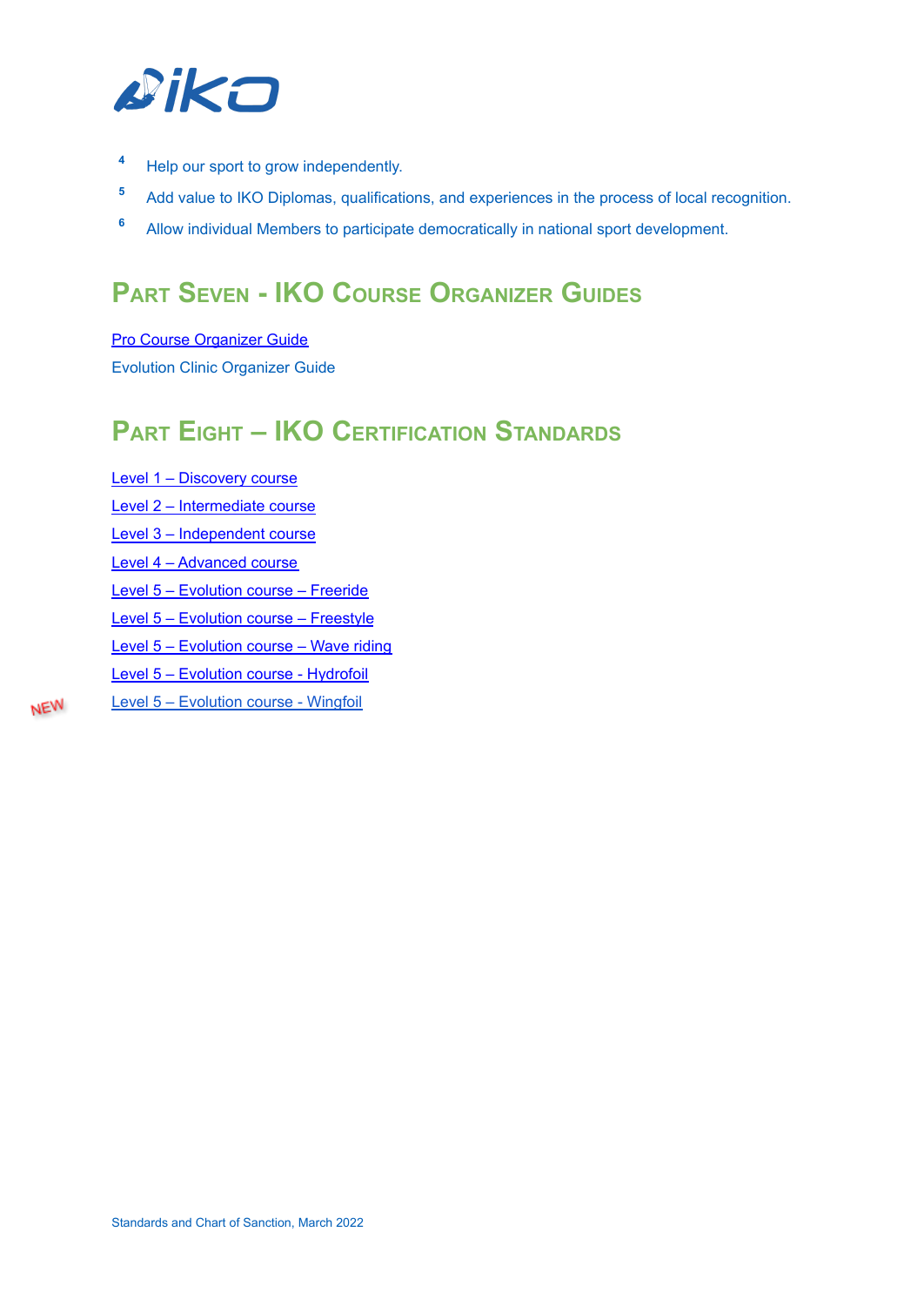4. Help our sport to grow independently.
5. Add value to IKO Diplomas, qualifications, and experiences in the process of local recognition.
6. Allow individual Members to participate democratically in national sport development.

## Part Seven - IKO Course Organizer Guides

Pro Course Organizer Guide

Evolution Clinic Organizer Guide

## Part Eight – IKO Certification Standards

Level 1 – Discovery course

Level 2 – Intermediate course

Level 3 – Independent course

Level 4 – Advanced course

Level 5 – Evolution course – Freeride

Level 5 – Evolution course – Freestyle

Level 5 – Evolution course – Wave riding

Level 5 – Evolution course - Hydrofoil

NEW Level 5 – Evolution course - Wingfoil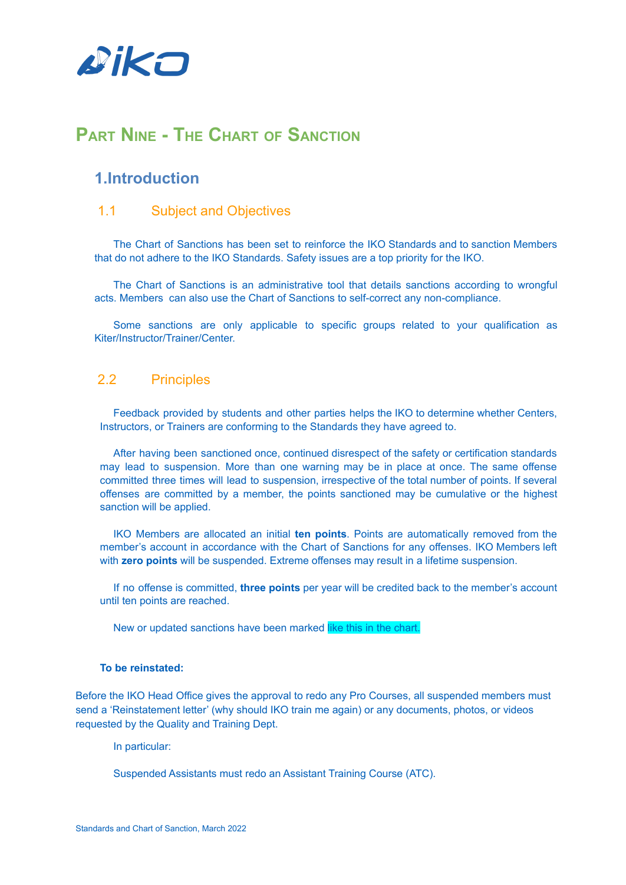# Part Nine - The Chart of Sanction

## 1.Introduction

### 1.1 Subject and Objectives

The Chart of Sanctions has been set to reinforce the IKO Standards and to sanction Members that do not adhere to the IKO Standards. Safety issues are a top priority for the IKO.

The Chart of Sanctions is an administrative tool that details sanctions according to wrongful acts. Members can also use the Chart of Sanctions to self-correct any non-compliance.

Some sanctions are only applicable to specific groups related to your qualification as Kiter/Instructor/Trainer/Center.

### 2.2 Principles

Feedback provided by students and other parties helps the IKO to determine whether Centers, Instructors, or Trainers are conforming to the Standards they have agreed to.

After having been sanctioned once, continued disrespect of the safety or certification standards may lead to suspension. More than one warning may be in place at once. The same offense committed three times will lead to suspension, irrespective of the total number of points. If several offenses are committed by a member, the points sanctioned may be cumulative or the highest sanction will be applied.

IKO Members are allocated an initial **ten points**. Points are automatically removed from the member's account in accordance with the Chart of Sanctions for any offenses. IKO Members left with **zero points** will be suspended. Extreme offenses may result in a lifetime suspension.

If no offense is committed, **three points** per year will be credited back to the member's account until ten points are reached.

New or updated sanctions have been marked like this in the chart.

**To be reinstated:**

Before the IKO Head Office gives the approval to redo any Pro Courses, all suspended members must send a 'Reinstatement letter' (why should IKO train me again) or any documents, photos, or videos requested by the Quality and Training Dept.

In particular:

Suspended Assistants must redo an Assistant Training Course (ATC).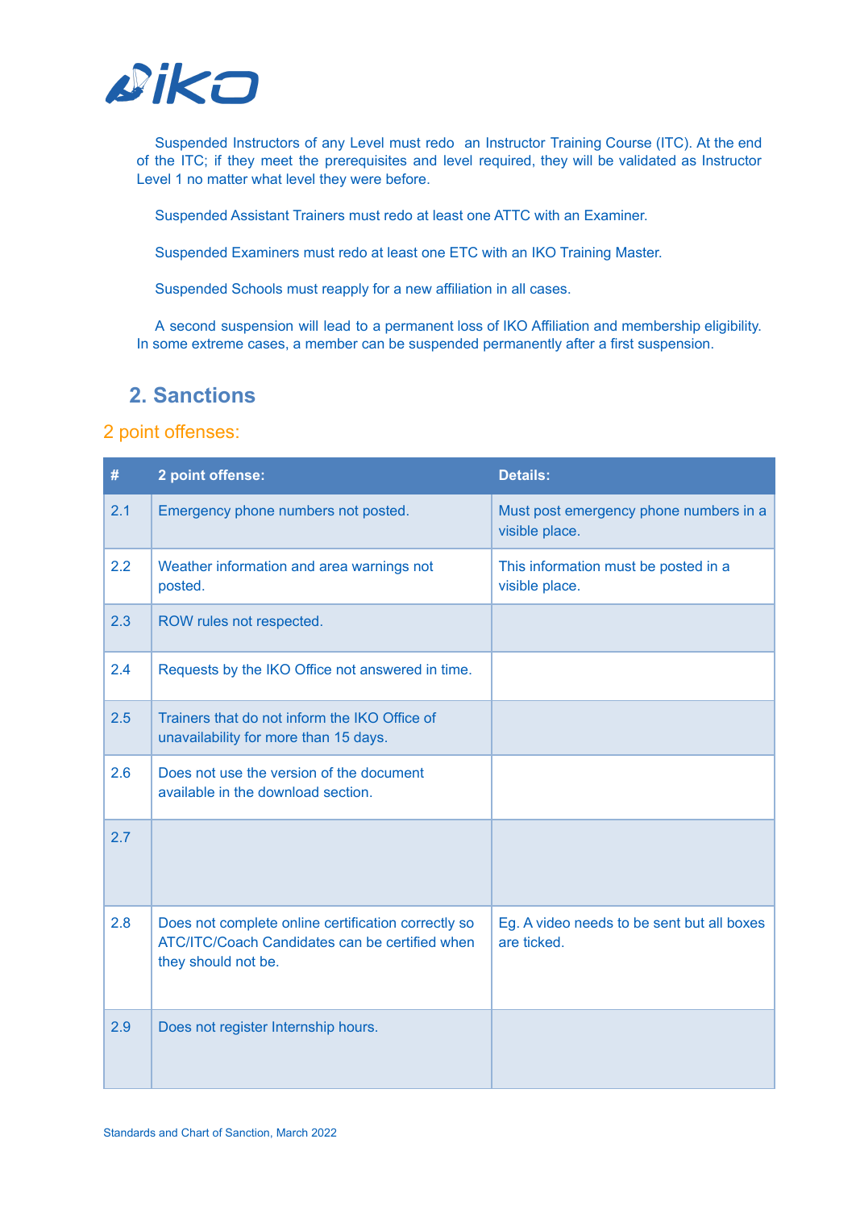Suspended Instructors of any Level must redo an Instructor Training Course (ITC). At the end of the ITC; if they meet the prerequisites and level required, they will be validated as Instructor Level 1 no matter what level they were before.

Suspended Assistant Trainers must redo at least one ATTC with an Examiner.

Suspended Examiners must redo at least one ETC with an IKO Training Master.

Suspended Schools must reapply for a new affiliation in all cases.

A second suspension will lead to a permanent loss of IKO Affiliation and membership eligibility. In some extreme cases, a member can be suspended permanently after a first suspension.

## 2. Sanctions

### 2 point offenses:

| # | 2 point offense: | Details: |
|---|---|---|
| 2.1 | Emergency phone numbers not posted. | Must post emergency phone numbers in a visible place. |
| 2.2 | Weather information and area warnings not posted. | This information must be posted in a visible place. |
| 2.3 | ROW rules not respected. | |
| 2.4 | Requests by the IKO Office not answered in time. | |
| 2.5 | Trainers that do not inform the IKO Office of unavailability for more than 15 days. | |
| 2.6 | Does not use the version of the document available in the download section. | |
| 2.7 | | |
| 2.8 | Does not complete online certification correctly so ATC/ITC/Coach Candidates can be certified when they should not be. | Eg. A video needs to be sent but all boxes are ticked. |
| 2.9 | Does not register Internship hours. | |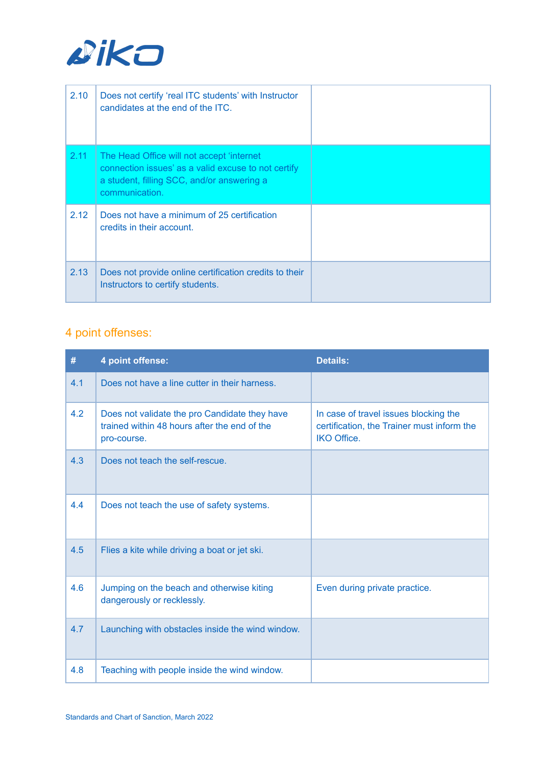| | | |
|---|---|---|
| 2.10 | Does not certify 'real ITC students' with Instructor candidates at the end of the ITC. | |
| 2.11 | The Head Office will not accept 'internet connection issues' as a valid excuse to not certify a student, filling SCC, and/or answering a communication. | |
| 2.12 | Does not have a minimum of 25 certification credits in their account. | |
| 2.13 | Does not provide online certification credits to their Instructors to certify students. | |

## 4 point offenses:

| # | 4 point offense: | Details: |
|---|---|---|
| 4.1 | Does not have a line cutter in their harness. | |
| 4.2 | Does not validate the pro Candidate they have trained within 48 hours after the end of the pro-course. | In case of travel issues blocking the certification, the Trainer must inform the IKO Office. |
| 4.3 | Does not teach the self-rescue. | |
| 4.4 | Does not teach the use of safety systems. | |
| 4.5 | Flies a kite while driving a boat or jet ski. | |
| 4.6 | Jumping on the beach and otherwise kiting dangerously or recklessly. | Even during private practice. |
| 4.7 | Launching with obstacles inside the wind window. | |
| 4.8 | Teaching with people inside the wind window. | |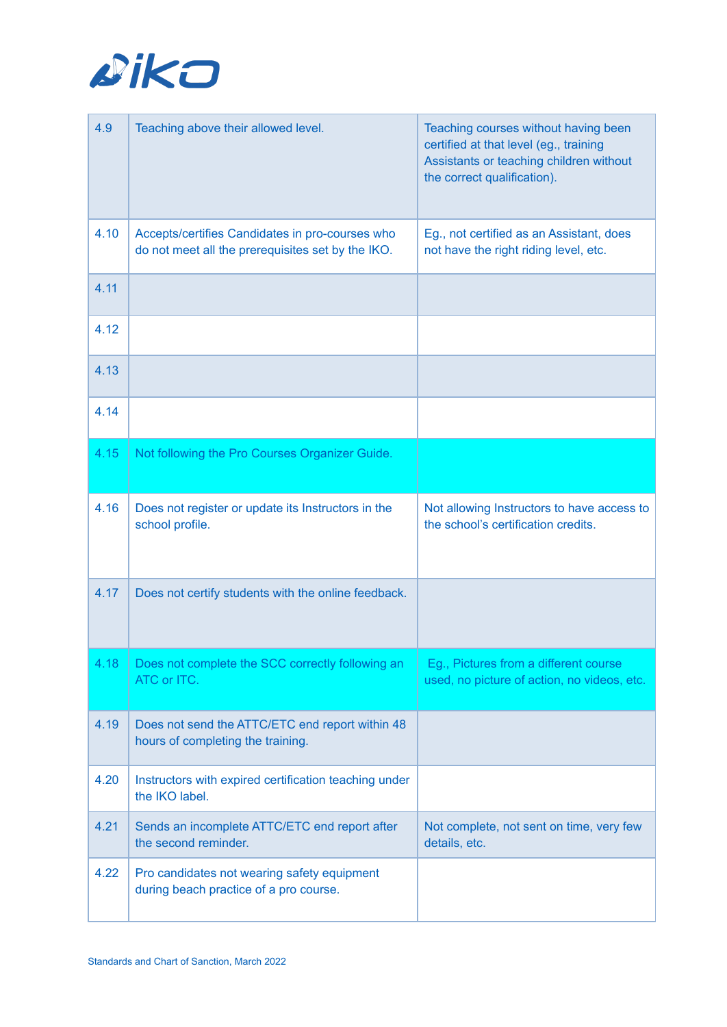| | | |
|---|---|---|
| 4.9 | Teaching above their allowed level. | Teaching courses without having been certified at that level (eg., training Assistants or teaching children without the correct qualification). |
| 4.10 | Accepts/certifies Candidates in pro-courses who do not meet all the prerequisites set by the IKO. | Eg., not certified as an Assistant, does not have the right riding level, etc. |
| 4.11 | | |
| 4.12 | | |
| 4.13 | | |
| 4.14 | | |
| 4.15 | Not following the Pro Courses Organizer Guide. | |
| 4.16 | Does not register or update its Instructors in the school profile. | Not allowing Instructors to have access to the school's certification credits. |
| 4.17 | Does not certify students with the online feedback. | |
| 4.18 | Does not complete the SCC correctly following an ATC or ITC. | Eg., Pictures from a different course used, no picture of action, no videos, etc. |
| 4.19 | Does not send the ATTC/ETC end report within 48 hours of completing the training. | |
| 4.20 | Instructors with expired certification teaching under the IKO label. | |
| 4.21 | Sends an incomplete ATTC/ETC end report after the second reminder. | Not complete, not sent on time, very few details, etc. |
| 4.22 | Pro candidates not wearing safety equipment during beach practice of a pro course. | |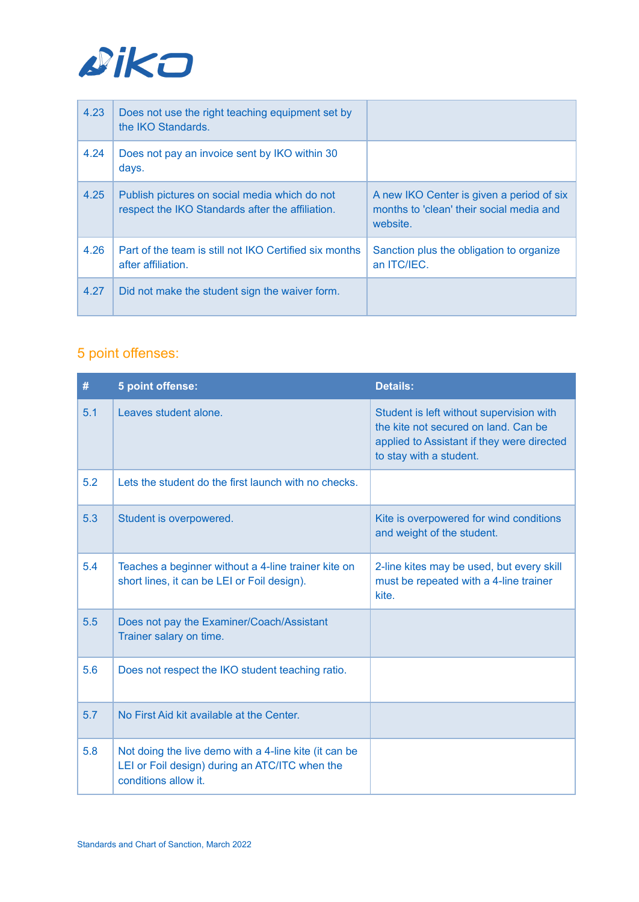| | | |
|---|---|---|
| 4.23 | Does not use the right teaching equipment set by the IKO Standards. | |
| 4.24 | Does not pay an invoice sent by IKO within 30 days. | |
| 4.25 | Publish pictures on social media which do not respect the IKO Standards after the affiliation. | A new IKO Center is given a period of six months to 'clean' their social media and website. |
| 4.26 | Part of the team is still not IKO Certified six months after affiliation. | Sanction plus the obligation to organize an ITC/IEC. |
| 4.27 | Did not make the student sign the waiver form. | |

## 5 point offenses:

| # | 5 point offense: | Details: |
|---|---|---|
| 5.1 | Leaves student alone. | Student is left without supervision with the kite not secured on land. Can be applied to Assistant if they were directed to stay with a student. |
| 5.2 | Lets the student do the first launch with no checks. | |
| 5.3 | Student is overpowered. | Kite is overpowered for wind conditions and weight of the student. |
| 5.4 | Teaches a beginner without a 4-line trainer kite on short lines, it can be LEI or Foil design). | 2-line kites may be used, but every skill must be repeated with a 4-line trainer kite. |
| 5.5 | Does not pay the Examiner/Coach/Assistant Trainer salary on time. | |
| 5.6 | Does not respect the IKO student teaching ratio. | |
| 5.7 | No First Aid kit available at the Center. | |
| 5.8 | Not doing the live demo with a 4-line kite (it can be LEI or Foil design) during an ATC/ITC when the conditions allow it. | |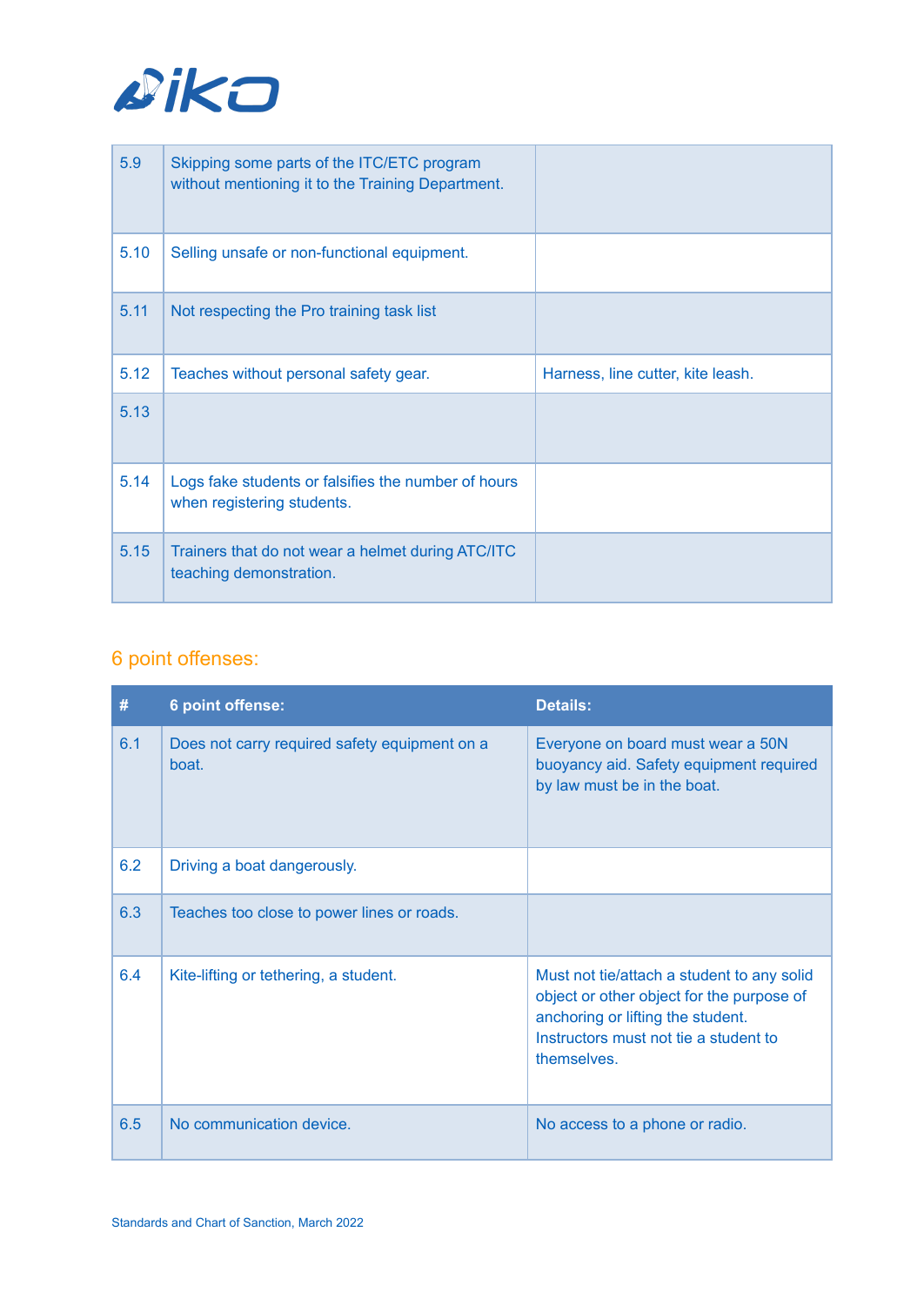| 5.9 | Skipping some parts of the ITC/ETC program without mentioning it to the Training Department. | |
|---|---|---|
| 5.10 | Selling unsafe or non-functional equipment. | |
| 5.11 | Not respecting the Pro training task list | |
| 5.12 | Teaches without personal safety gear. | Harness, line cutter, kite leash. |
| 5.13 | | |
| 5.14 | Logs fake students or falsifies the number of hours when registering students. | |
| 5.15 | Trainers that do not wear a helmet during ATC/ITC teaching demonstration. | |

## 6 point offenses:

| # | 6 point offense: | Details: |
|---|---|---|
| 6.1 | Does not carry required safety equipment on a boat. | Everyone on board must wear a 50N buoyancy aid. Safety equipment required by law must be in the boat. |
| 6.2 | Driving a boat dangerously. | |
| 6.3 | Teaches too close to power lines or roads. | |
| 6.4 | Kite-lifting or tethering, a student. | Must not tie/attach a student to any solid object or other object for the purpose of anchoring or lifting the student. Instructors must not tie a student to themselves. |
| 6.5 | No communication device. | No access to a phone or radio. |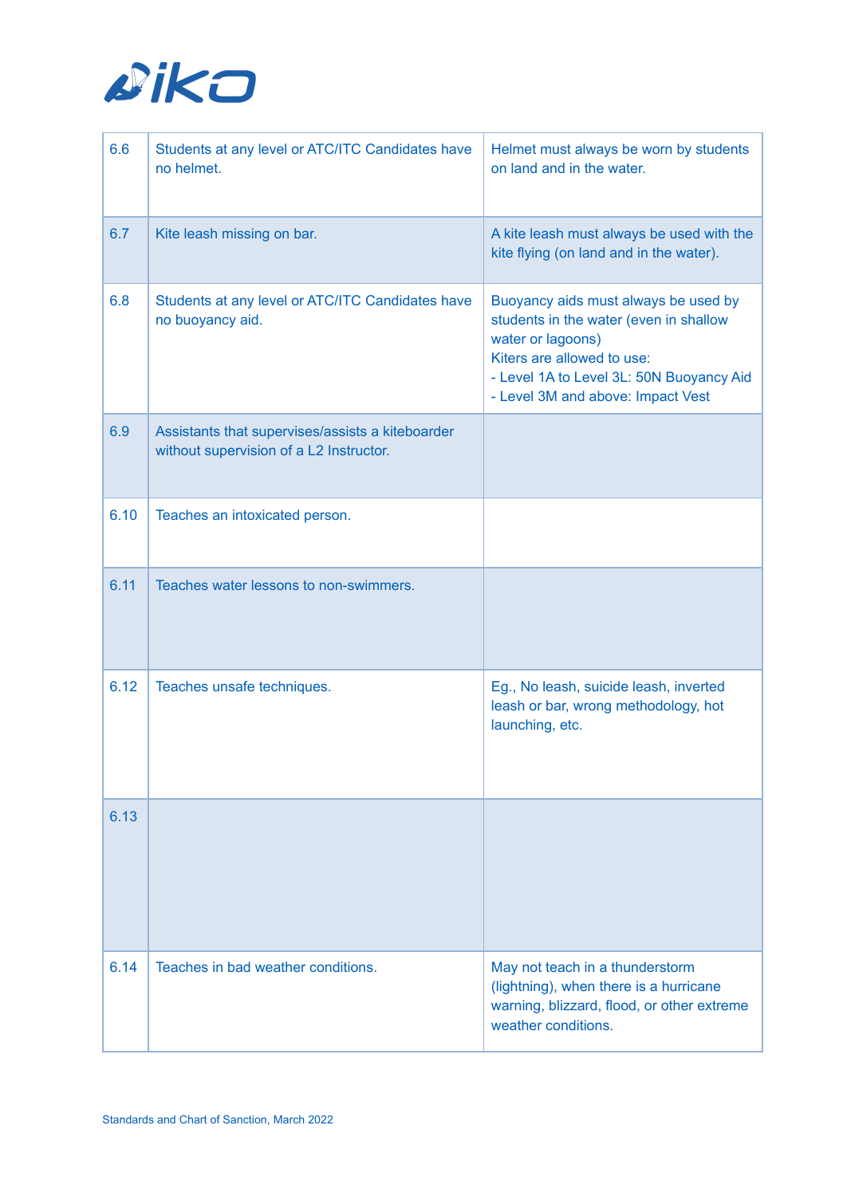| | | |
|---|---|---|
| 6.6 | Students at any level or ATC/ITC Candidates have no helmet. | Helmet must always be worn by students on land and in the water. |
| 6.7 | Kite leash missing on bar. | A kite leash must always be used with the kite flying (on land and in the water). |
| 6.8 | Students at any level or ATC/ITC Candidates have no buoyancy aid. | Buoyancy aids must always be used by students in the water (even in shallow water or lagoons)<br>Kiters are allowed to use:<br>- Level 1A to Level 3L: 50N Buoyancy Aid<br>- Level 3M and above: Impact Vest |
| 6.9 | Assistants that supervises/assists a kiteboarder without supervision of a L2 Instructor. | |
| 6.10 | Teaches an intoxicated person. | |
| 6.11 | Teaches water lessons to non-swimmers. | |
| 6.12 | Teaches unsafe techniques. | Eg., No leash, suicide leash, inverted leash or bar, wrong methodology, hot launching, etc. |
| 6.13 | | |
| 6.14 | Teaches in bad weather conditions. | May not teach in a thunderstorm (lightning), when there is a hurricane warning, blizzard, flood, or other extreme weather conditions. |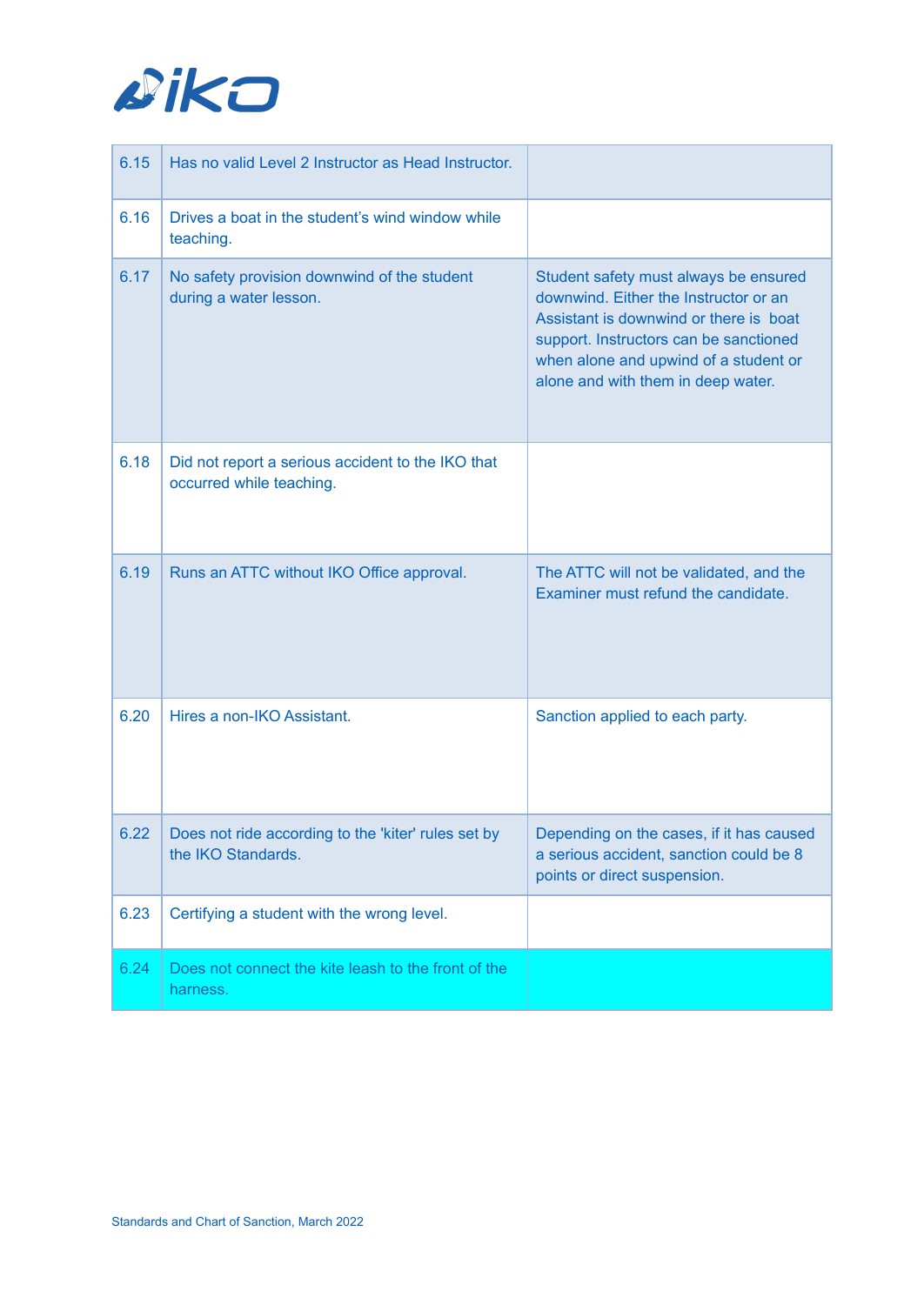| | | |
|---|---|---|
| 6.15 | Has no valid Level 2 Instructor as Head Instructor. | |
| 6.16 | Drives a boat in the student's wind window while teaching. | |
| 6.17 | No safety provision downwind of the student during a water lesson. | Student safety must always be ensured downwind. Either the Instructor or an Assistant is downwind or there is boat support. Instructors can be sanctioned when alone and upwind of a student or alone and with them in deep water. |
| 6.18 | Did not report a serious accident to the IKO that occurred while teaching. | |
| 6.19 | Runs an ATTC without IKO Office approval. | The ATTC will not be validated, and the Examiner must refund the candidate. |
| 6.20 | Hires a non-IKO Assistant. | Sanction applied to each party. |
| 6.22 | Does not ride according to the 'kiter' rules set by the IKO Standards. | Depending on the cases, if it has caused a serious accident, sanction could be 8 points or direct suspension. |
| 6.23 | Certifying a student with the wrong level. | |
| 6.24 | Does not connect the kite leash to the front of the harness. | |

Standards and Chart of Sanction, March 2022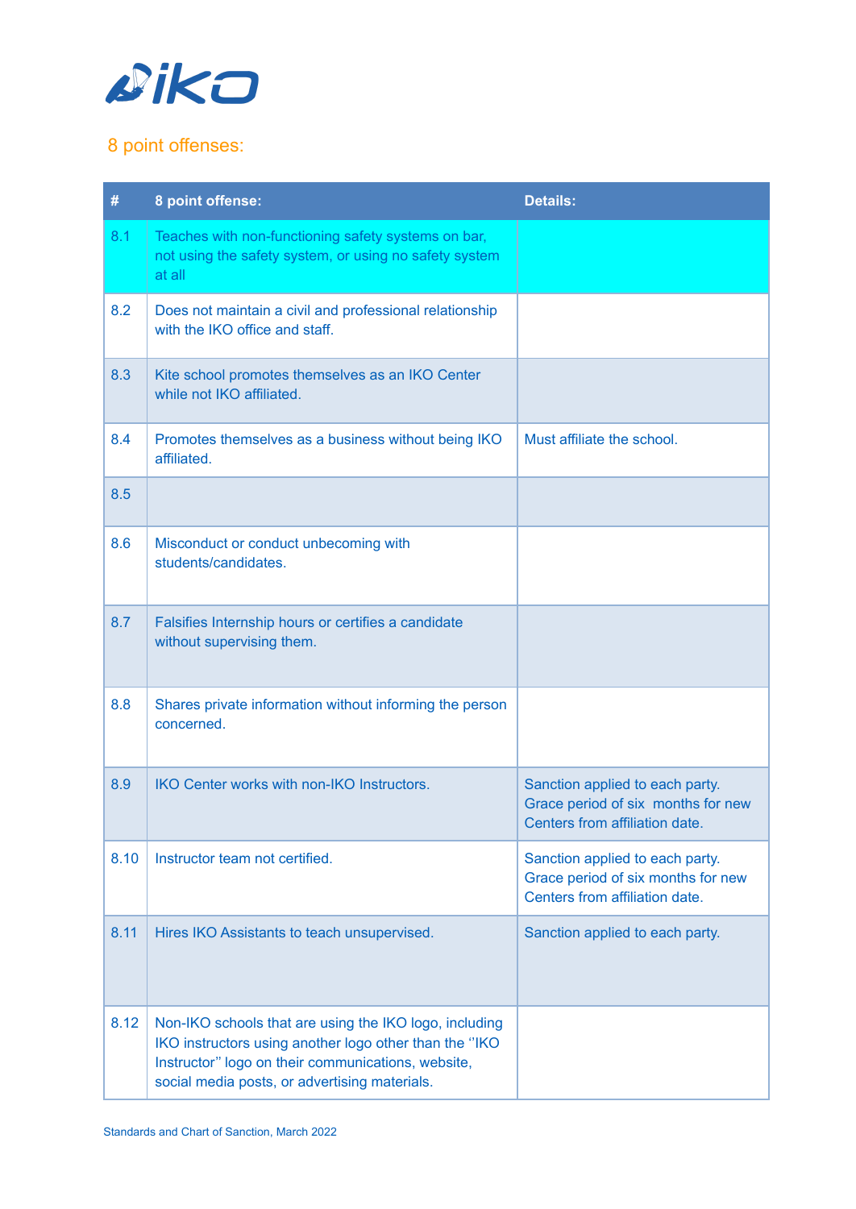## 8 point offenses:

| # | 8 point offense: | Details: |
|---|---|---|
| 8.1 | Teaches with non-functioning safety systems on bar, not using the safety system, or using no safety system at all | |
| 8.2 | Does not maintain a civil and professional relationship with the IKO office and staff. | |
| 8.3 | Kite school promotes themselves as an IKO Center while not IKO affiliated. | |
| 8.4 | Promotes themselves as a business without being IKO affiliated. | Must affiliate the school. |
| 8.5 | | |
| 8.6 | Misconduct or conduct unbecoming with students/candidates. | |
| 8.7 | Falsifies Internship hours or certifies a candidate without supervising them. | |
| 8.8 | Shares private information without informing the person concerned. | |
| 8.9 | IKO Center works with non-IKO Instructors. | Sanction applied to each party. Grace period of six  months for new Centers from affiliation date. |
| 8.10 | Instructor team not certified. | Sanction applied to each party. Grace period of six months for new Centers from affiliation date. |
| 8.11 | Hires IKO Assistants to teach unsupervised. | Sanction applied to each party. |
| 8.12 | Non-IKO schools that are using the IKO logo, including IKO instructors using another logo other than the ''IKO Instructor'' logo on their communications, website, social media posts, or advertising materials. | |

Standards and Chart of Sanction, March 2022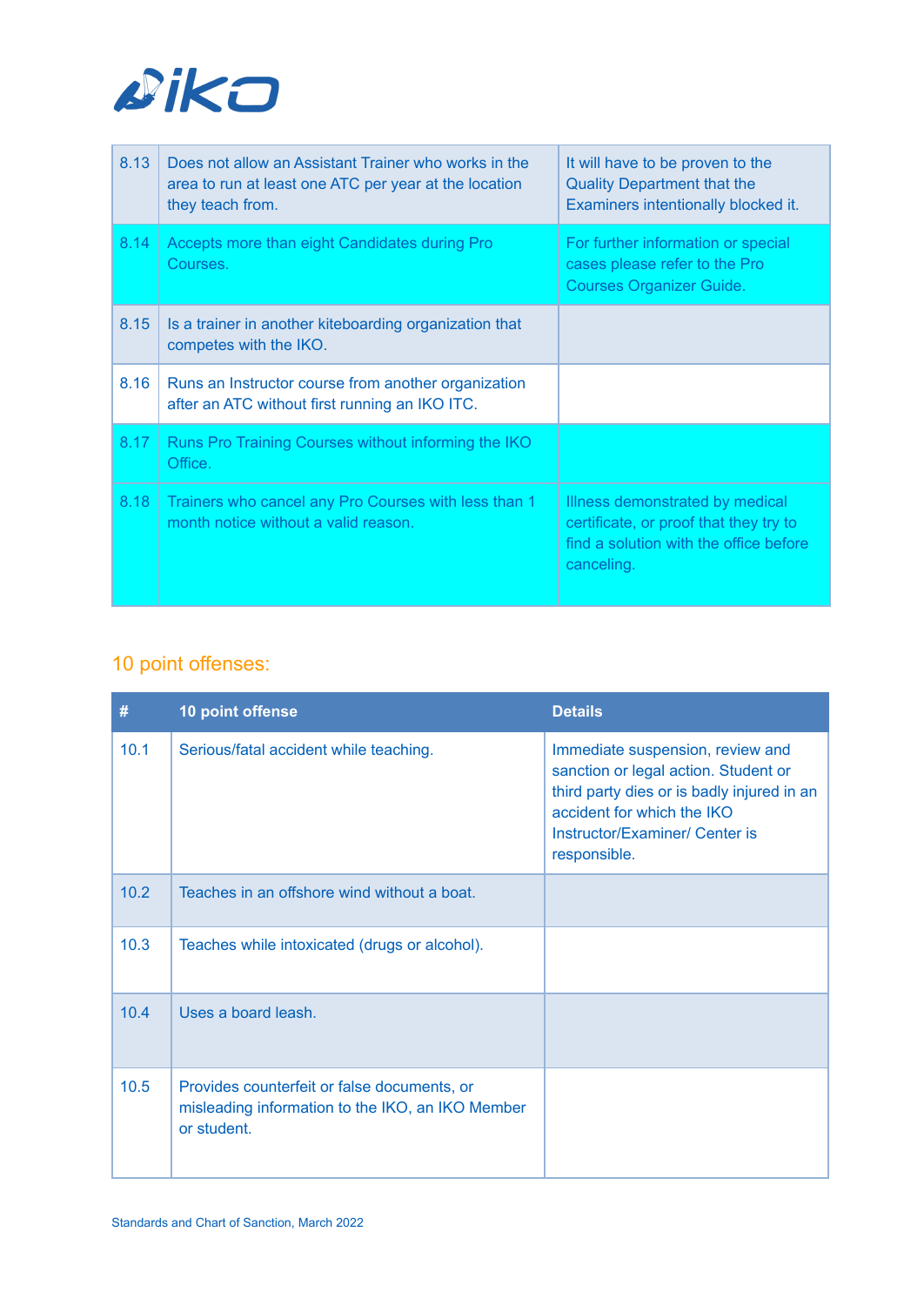| | | |
|---|---|---|
| 8.13 | Does not allow an Assistant Trainer who works in the area to run at least one ATC per year at the location they teach from. | It will have to be proven to the Quality Department that the Examiners intentionally blocked it. |
| 8.14 | Accepts more than eight Candidates during Pro Courses. | For further information or special cases please refer to the Pro Courses Organizer Guide. |
| 8.15 | Is a trainer in another kiteboarding organization that competes with the IKO. | |
| 8.16 | Runs an Instructor course from another organization after an ATC without first running an IKO ITC. | |
| 8.17 | Runs Pro Training Courses without informing the IKO Office. | |
| 8.18 | Trainers who cancel any Pro Courses with less than 1 month notice without a valid reason. | Illness demonstrated by medical certificate, or proof that they try to find a solution with the office before canceling. |

## 10 point offenses:

| # | 10 point offense | Details |
|---|---|---|
| 10.1 | Serious/fatal accident while teaching. | Immediate suspension, review and sanction or legal action. Student or third party dies or is badly injured in an accident for which the IKO Instructor/Examiner/ Center is responsible. |
| 10.2 | Teaches in an offshore wind without a boat. | |
| 10.3 | Teaches while intoxicated (drugs or alcohol). | |
| 10.4 | Uses a board leash. | |
| 10.5 | Provides counterfeit or false documents, or misleading information to the IKO, an IKO Member or student. | |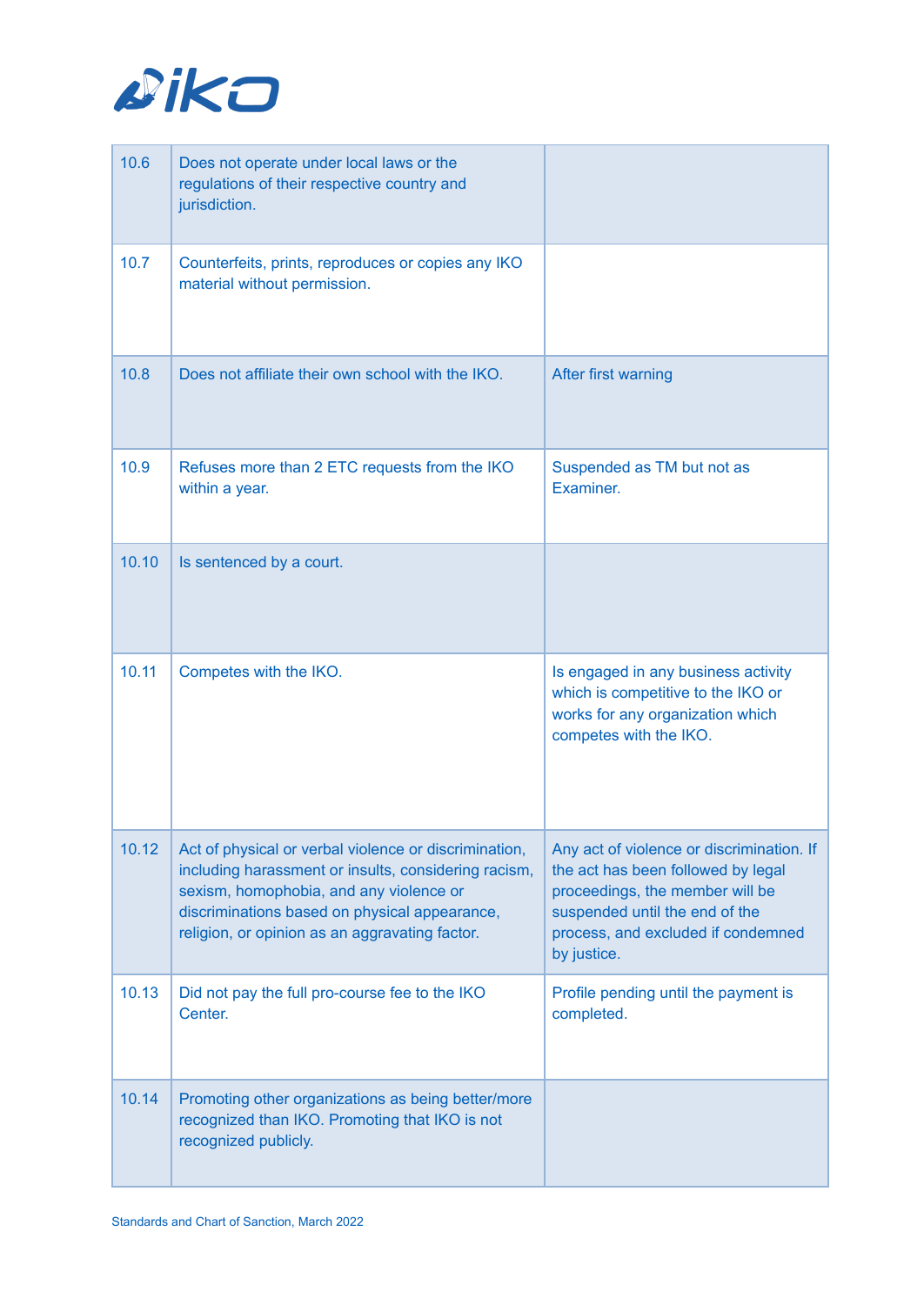| | | |
|---|---|---|
| 10.6 | Does not operate under local laws or the regulations of their respective country and jurisdiction. | |
| 10.7 | Counterfeits, prints, reproduces or copies any IKO material without permission. | |
| 10.8 | Does not affiliate their own school with the IKO. | After first warning |
| 10.9 | Refuses more than 2 ETC requests from the IKO within a year. | Suspended as TM but not as Examiner. |
| 10.10 | Is sentenced by a court. | |
| 10.11 | Competes with the IKO. | Is engaged in any business activity which is competitive to the IKO or works for any organization which competes with the IKO. |
| 10.12 | Act of physical or verbal violence or discrimination, including harassment or insults, considering racism, sexism, homophobia, and any violence or discriminations based on physical appearance, religion, or opinion as an aggravating factor. | Any act of violence or discrimination. If the act has been followed by legal proceedings, the member will be suspended until the end of the process, and excluded if condemned by justice. |
| 10.13 | Did not pay the full pro-course fee to the IKO Center. | Profile pending until the payment is completed. |
| 10.14 | Promoting other organizations as being better/more recognized than IKO. Promoting that IKO is not recognized publicly. | |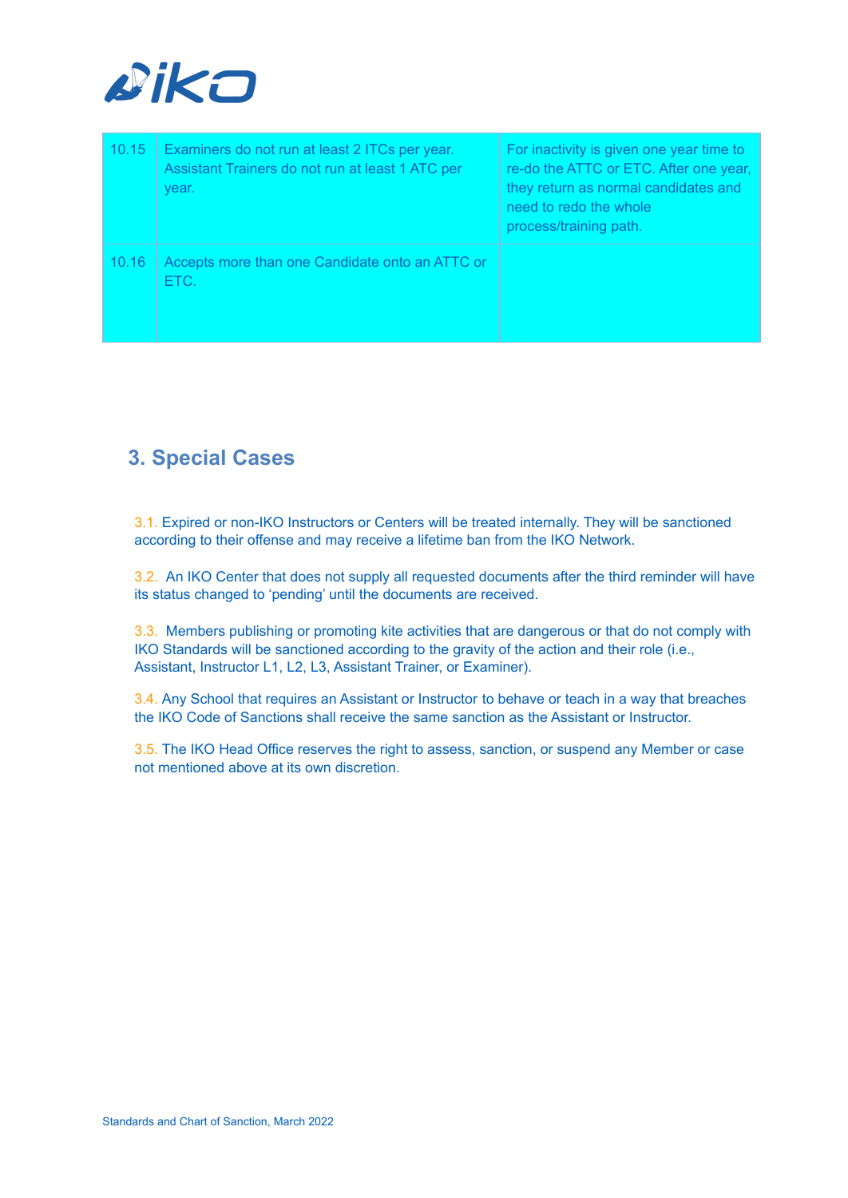| | | |
|---|---|---|
| 10.15 | Examiners do not run at least 2 ITCs per year. Assistant Trainers do not run at least 1 ATC per year. | For inactivity is given one year time to re-do the ATTC or ETC. After one year, they return as normal candidates and need to redo the whole process/training path. |
| 10.16 | Accepts more than one Candidate onto an ATTC or ETC. | |

## 3. Special Cases

3.1. Expired or non-IKO Instructors or Centers will be treated internally. They will be sanctioned according to their offense and may receive a lifetime ban from the IKO Network.

3.2. An IKO Center that does not supply all requested documents after the third reminder will have its status changed to 'pending' until the documents are received.

3.3. Members publishing or promoting kite activities that are dangerous or that do not comply with IKO Standards will be sanctioned according to the gravity of the action and their role (i.e., Assistant, Instructor L1, L2, L3, Assistant Trainer, or Examiner).

3.4. Any School that requires an Assistant or Instructor to behave or teach in a way that breaches the IKO Code of Sanctions shall receive the same sanction as the Assistant or Instructor.

3.5. The IKO Head Office reserves the right to assess, sanction, or suspend any Member or case not mentioned above at its own discretion.